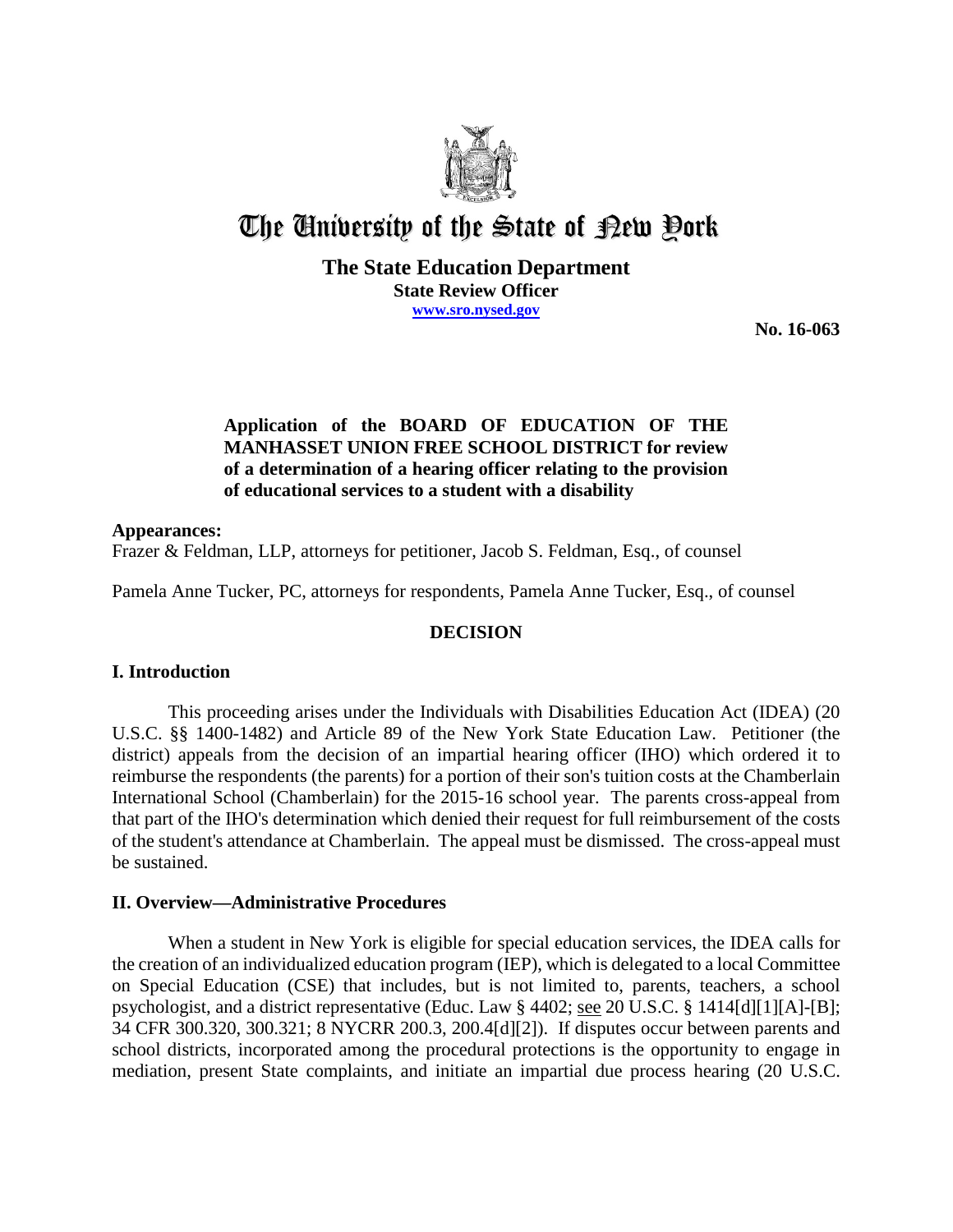# The University of the State of New York

**The State Education Department**
**State Review Officer**
**www.sro.nysed.gov**

**No. 16-063**

**Application of the BOARD OF EDUCATION OF THE MANHASSET UNION FREE SCHOOL DISTRICT for review of a determination of a hearing officer relating to the provision of educational services to a student with a disability**

**Appearances:**
Frazer & Feldman, LLP, attorneys for petitioner, Jacob S. Feldman, Esq., of counsel

Pamela Anne Tucker, PC, attorneys for respondents, Pamela Anne Tucker, Esq., of counsel

## DECISION

## I. Introduction

This proceeding arises under the Individuals with Disabilities Education Act (IDEA) (20 U.S.C. §§ 1400-1482) and Article 89 of the New York State Education Law. Petitioner (the district) appeals from the decision of an impartial hearing officer (IHO) which ordered it to reimburse the respondents (the parents) for a portion of their son's tuition costs at the Chamberlain International School (Chamberlain) for the 2015-16 school year. The parents cross-appeal from that part of the IHO's determination which denied their request for full reimbursement of the costs of the student's attendance at Chamberlain. The appeal must be dismissed. The cross-appeal must be sustained.

## II. Overview—Administrative Procedures

When a student in New York is eligible for special education services, the IDEA calls for the creation of an individualized education program (IEP), which is delegated to a local Committee on Special Education (CSE) that includes, but is not limited to, parents, teachers, a school psychologist, and a district representative (Educ. Law § 4402; see 20 U.S.C. § 1414[d][1][A]-[B]; 34 CFR 300.320, 300.321; 8 NYCRR 200.3, 200.4[d][2]). If disputes occur between parents and school districts, incorporated among the procedural protections is the opportunity to engage in mediation, present State complaints, and initiate an impartial due process hearing (20 U.S.C.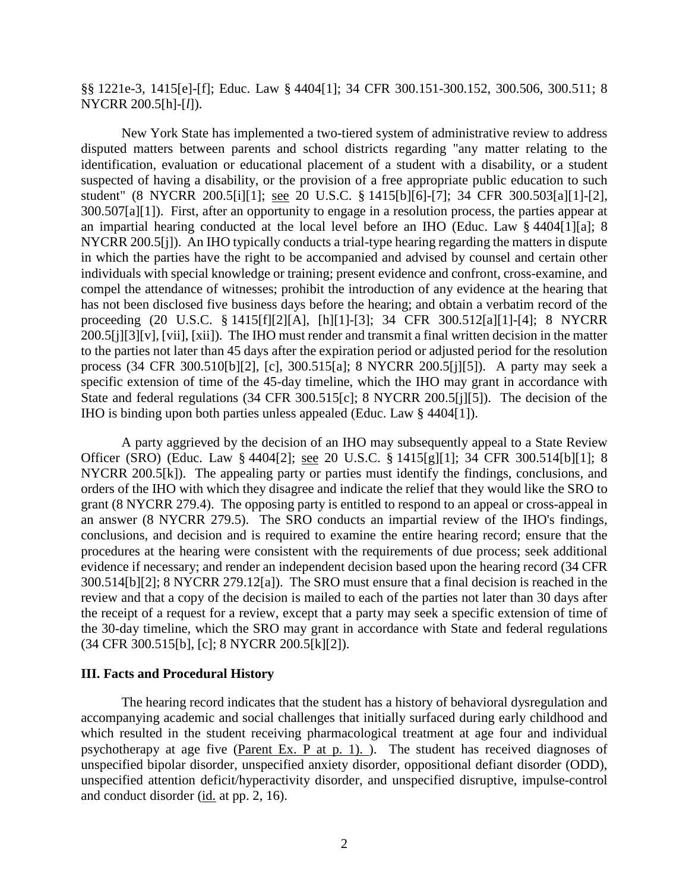§§ 1221e-3, 1415[e]-[f]; Educ. Law § 4404[1]; 34 CFR 300.151-300.152, 300.506, 300.511; 8 NYCRR 200.5[h]-[*l*]).

New York State has implemented a two-tiered system of administrative review to address disputed matters between parents and school districts regarding "any matter relating to the identification, evaluation or educational placement of a student with a disability, or a student suspected of having a disability, or the provision of a free appropriate public education to such student" (8 NYCRR 200.5[i][1]; see 20 U.S.C. § 1415[b][6]-[7]; 34 CFR 300.503[a][1]-[2], 300.507[a][1]). First, after an opportunity to engage in a resolution process, the parties appear at an impartial hearing conducted at the local level before an IHO (Educ. Law § 4404[1][a]; 8 NYCRR 200.5[j]). An IHO typically conducts a trial-type hearing regarding the matters in dispute in which the parties have the right to be accompanied and advised by counsel and certain other individuals with special knowledge or training; present evidence and confront, cross-examine, and compel the attendance of witnesses; prohibit the introduction of any evidence at the hearing that has not been disclosed five business days before the hearing; and obtain a verbatim record of the proceeding (20 U.S.C. § 1415[f][2][A], [h][1]-[3]; 34 CFR 300.512[a][1]-[4]; 8 NYCRR 200.5[j][3][v], [vii], [xii]). The IHO must render and transmit a final written decision in the matter to the parties not later than 45 days after the expiration period or adjusted period for the resolution process (34 CFR 300.510[b][2], [c], 300.515[a]; 8 NYCRR 200.5[j][5]). A party may seek a specific extension of time of the 45-day timeline, which the IHO may grant in accordance with State and federal regulations (34 CFR 300.515[c]; 8 NYCRR 200.5[j][5]). The decision of the IHO is binding upon both parties unless appealed (Educ. Law § 4404[1]).

A party aggrieved by the decision of an IHO may subsequently appeal to a State Review Officer (SRO) (Educ. Law § 4404[2]; see 20 U.S.C. § 1415[g][1]; 34 CFR 300.514[b][1]; 8 NYCRR 200.5[k]). The appealing party or parties must identify the findings, conclusions, and orders of the IHO with which they disagree and indicate the relief that they would like the SRO to grant (8 NYCRR 279.4). The opposing party is entitled to respond to an appeal or cross-appeal in an answer (8 NYCRR 279.5). The SRO conducts an impartial review of the IHO's findings, conclusions, and decision and is required to examine the entire hearing record; ensure that the procedures at the hearing were consistent with the requirements of due process; seek additional evidence if necessary; and render an independent decision based upon the hearing record (34 CFR 300.514[b][2]; 8 NYCRR 279.12[a]). The SRO must ensure that a final decision is reached in the review and that a copy of the decision is mailed to each of the parties not later than 30 days after the receipt of a request for a review, except that a party may seek a specific extension of time of the 30-day timeline, which the SRO may grant in accordance with State and federal regulations (34 CFR 300.515[b], [c]; 8 NYCRR 200.5[k][2]).

## III. Facts and Procedural History

The hearing record indicates that the student has a history of behavioral dysregulation and accompanying academic and social challenges that initially surfaced during early childhood and which resulted in the student receiving pharmacological treatment at age four and individual psychotherapy at age five (Parent Ex. P at p. 1). ). The student has received diagnoses of unspecified bipolar disorder, unspecified anxiety disorder, oppositional defiant disorder (ODD), unspecified attention deficit/hyperactivity disorder, and unspecified disruptive, impulse-control and conduct disorder (id. at pp. 2, 16).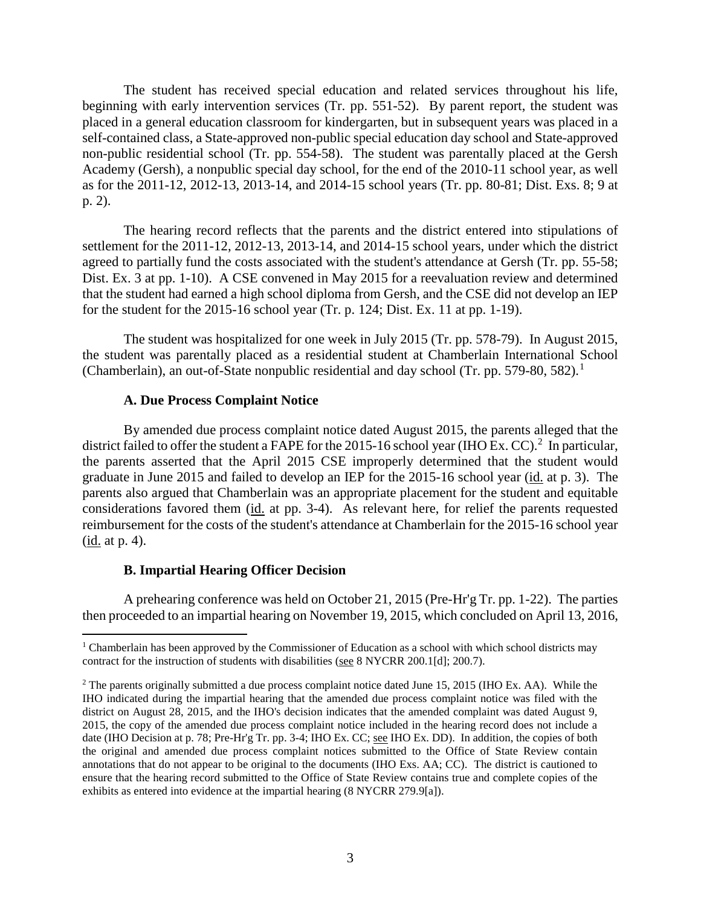The student has received special education and related services throughout his life, beginning with early intervention services (Tr. pp. 551-52). By parent report, the student was placed in a general education classroom for kindergarten, but in subsequent years was placed in a self-contained class, a State-approved non-public special education day school and State-approved non-public residential school (Tr. pp. 554-58). The student was parentally placed at the Gersh Academy (Gersh), a nonpublic special day school, for the end of the 2010-11 school year, as well as for the 2011-12, 2012-13, 2013-14, and 2014-15 school years (Tr. pp. 80-81; Dist. Exs. 8; 9 at p. 2).

The hearing record reflects that the parents and the district entered into stipulations of settlement for the 2011-12, 2012-13, 2013-14, and 2014-15 school years, under which the district agreed to partially fund the costs associated with the student's attendance at Gersh (Tr. pp. 55-58; Dist. Ex. 3 at pp. 1-10). A CSE convened in May 2015 for a reevaluation review and determined that the student had earned a high school diploma from Gersh, and the CSE did not develop an IEP for the student for the 2015-16 school year (Tr. p. 124; Dist. Ex. 11 at pp. 1-19).

The student was hospitalized for one week in July 2015 (Tr. pp. 578-79). In August 2015, the student was parentally placed as a residential student at Chamberlain International School (Chamberlain), an out-of-State nonpublic residential and day school (Tr. pp. 579-80, 582).[1]

### A. Due Process Complaint Notice

By amended due process complaint notice dated August 2015, the parents alleged that the district failed to offer the student a FAPE for the 2015-16 school year (IHO Ex. CC).[2] In particular, the parents asserted that the April 2015 CSE improperly determined that the student would graduate in June 2015 and failed to develop an IEP for the 2015-16 school year (id. at p. 3). The parents also argued that Chamberlain was an appropriate placement for the student and equitable considerations favored them (id. at pp. 3-4). As relevant here, for relief the parents requested reimbursement for the costs of the student's attendance at Chamberlain for the 2015-16 school year (id. at p. 4).

### B. Impartial Hearing Officer Decision

A prehearing conference was held on October 21, 2015 (Pre-Hr'g Tr. pp. 1-22). The parties then proceeded to an impartial hearing on November 19, 2015, which concluded on April 13, 2016,

[1] Chamberlain has been approved by the Commissioner of Education as a school with which school districts may contract for the instruction of students with disabilities (see 8 NYCRR 200.1[d]; 200.7).

[2] The parents originally submitted a due process complaint notice dated June 15, 2015 (IHO Ex. AA). While the IHO indicated during the impartial hearing that the amended due process complaint notice was filed with the district on August 28, 2015, and the IHO's decision indicates that the amended complaint was dated August 9, 2015, the copy of the amended due process complaint notice included in the hearing record does not include a date (IHO Decision at p. 78; Pre-Hr'g Tr. pp. 3-4; IHO Ex. CC; see IHO Ex. DD). In addition, the copies of both the original and amended due process complaint notices submitted to the Office of State Review contain annotations that do not appear to be original to the documents (IHO Exs. AA; CC). The district is cautioned to ensure that the hearing record submitted to the Office of State Review contains true and complete copies of the exhibits as entered into evidence at the impartial hearing (8 NYCRR 279.9[a]).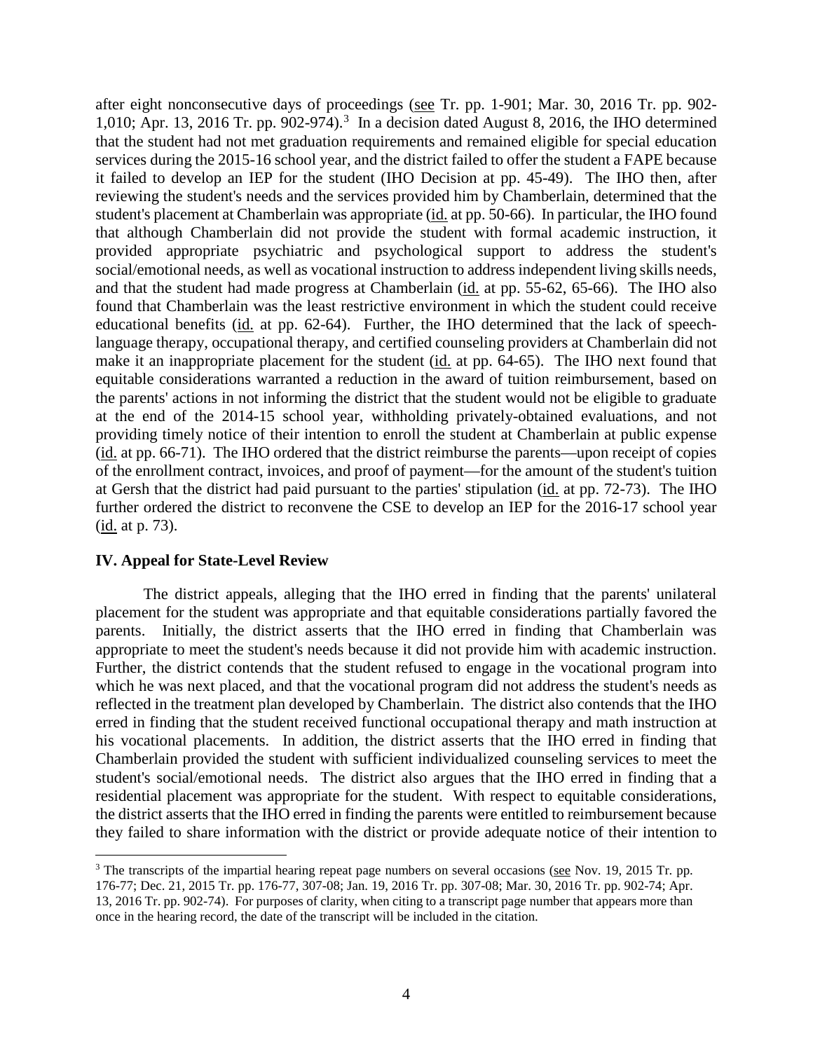after eight nonconsecutive days of proceedings (see Tr. pp. 1-901; Mar. 30, 2016 Tr. pp. 902-1,010; Apr. 13, 2016 Tr. pp. 902-974).[3] In a decision dated August 8, 2016, the IHO determined that the student had not met graduation requirements and remained eligible for special education services during the 2015-16 school year, and the district failed to offer the student a FAPE because it failed to develop an IEP for the student (IHO Decision at pp. 45-49). The IHO then, after reviewing the student's needs and the services provided him by Chamberlain, determined that the student's placement at Chamberlain was appropriate (id. at pp. 50-66). In particular, the IHO found that although Chamberlain did not provide the student with formal academic instruction, it provided appropriate psychiatric and psychological support to address the student's social/emotional needs, as well as vocational instruction to address independent living skills needs, and that the student had made progress at Chamberlain (id. at pp. 55-62, 65-66). The IHO also found that Chamberlain was the least restrictive environment in which the student could receive educational benefits (id. at pp. 62-64). Further, the IHO determined that the lack of speech-language therapy, occupational therapy, and certified counseling providers at Chamberlain did not make it an inappropriate placement for the student (id. at pp. 64-65). The IHO next found that equitable considerations warranted a reduction in the award of tuition reimbursement, based on the parents' actions in not informing the district that the student would not be eligible to graduate at the end of the 2014-15 school year, withholding privately-obtained evaluations, and not providing timely notice of their intention to enroll the student at Chamberlain at public expense (id. at pp. 66-71). The IHO ordered that the district reimburse the parents—upon receipt of copies of the enrollment contract, invoices, and proof of payment—for the amount of the student's tuition at Gersh that the district had paid pursuant to the parties' stipulation (id. at pp. 72-73). The IHO further ordered the district to reconvene the CSE to develop an IEP for the 2016-17 school year (id. at p. 73).

## IV. Appeal for State-Level Review

The district appeals, alleging that the IHO erred in finding that the parents' unilateral placement for the student was appropriate and that equitable considerations partially favored the parents. Initially, the district asserts that the IHO erred in finding that Chamberlain was appropriate to meet the student's needs because it did not provide him with academic instruction. Further, the district contends that the student refused to engage in the vocational program into which he was next placed, and that the vocational program did not address the student's needs as reflected in the treatment plan developed by Chamberlain. The district also contends that the IHO erred in finding that the student received functional occupational therapy and math instruction at his vocational placements. In addition, the district asserts that the IHO erred in finding that Chamberlain provided the student with sufficient individualized counseling services to meet the student's social/emotional needs. The district also argues that the IHO erred in finding that a residential placement was appropriate for the student. With respect to equitable considerations, the district asserts that the IHO erred in finding the parents were entitled to reimbursement because they failed to share information with the district or provide adequate notice of their intention to

[3] The transcripts of the impartial hearing repeat page numbers on several occasions (see Nov. 19, 2015 Tr. pp. 176-77; Dec. 21, 2015 Tr. pp. 176-77, 307-08; Jan. 19, 2016 Tr. pp. 307-08; Mar. 30, 2016 Tr. pp. 902-74; Apr. 13, 2016 Tr. pp. 902-74). For purposes of clarity, when citing to a transcript page number that appears more than once in the hearing record, the date of the transcript will be included in the citation.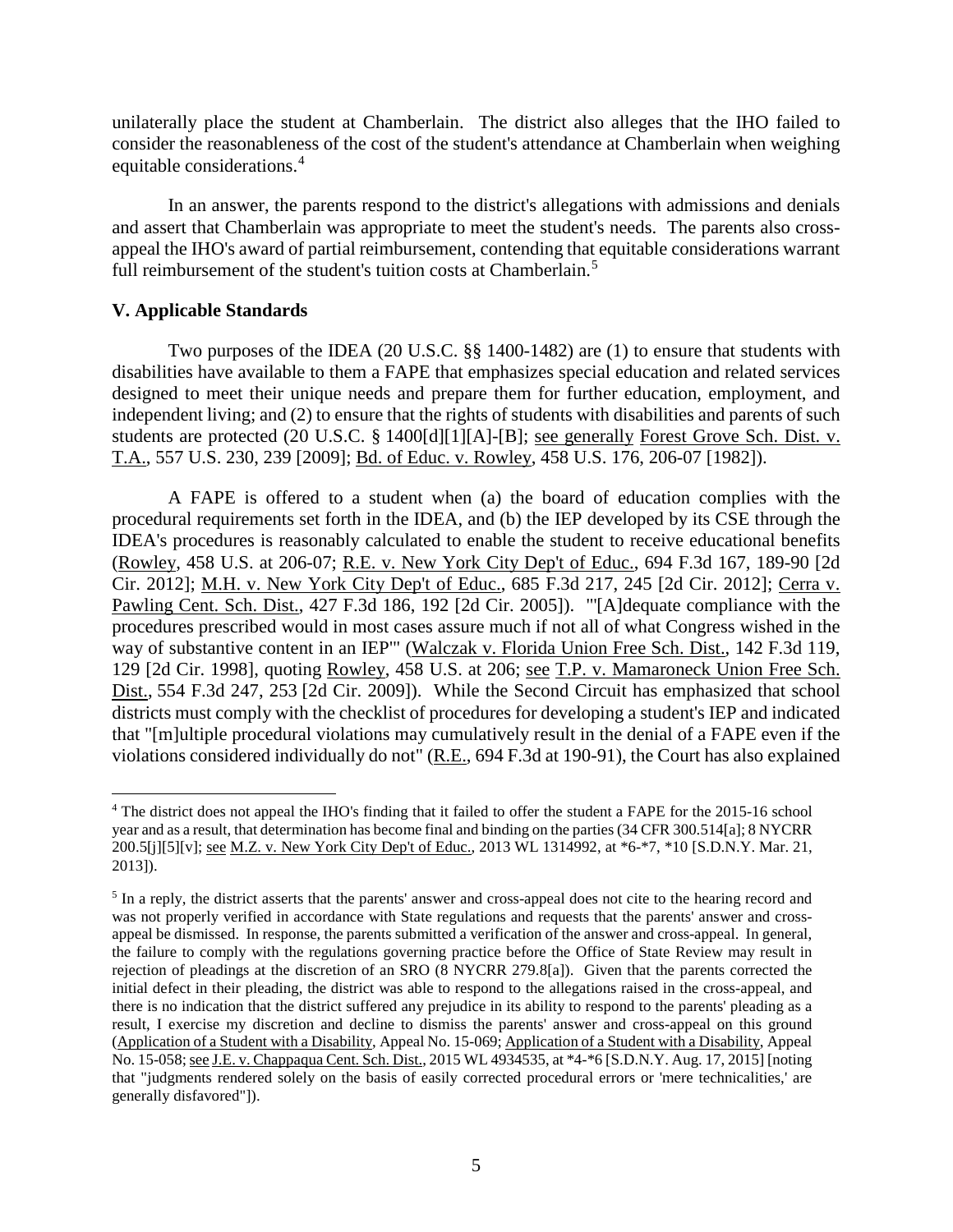unilaterally place the student at Chamberlain. The district also alleges that the IHO failed to consider the reasonableness of the cost of the student's attendance at Chamberlain when weighing equitable considerations.[4]

In an answer, the parents respond to the district's allegations with admissions and denials and assert that Chamberlain was appropriate to meet the student's needs. The parents also cross-appeal the IHO's award of partial reimbursement, contending that equitable considerations warrant full reimbursement of the student's tuition costs at Chamberlain.[5]

## V. Applicable Standards

Two purposes of the IDEA (20 U.S.C. §§ 1400-1482) are (1) to ensure that students with disabilities have available to them a FAPE that emphasizes special education and related services designed to meet their unique needs and prepare them for further education, employment, and independent living; and (2) to ensure that the rights of students with disabilities and parents of such students are protected (20 U.S.C. § 1400[d][1][A]-[B]; see generally Forest Grove Sch. Dist. v. T.A., 557 U.S. 230, 239 [2009]; Bd. of Educ. v. Rowley, 458 U.S. 176, 206-07 [1982]).

A FAPE is offered to a student when (a) the board of education complies with the procedural requirements set forth in the IDEA, and (b) the IEP developed by its CSE through the IDEA's procedures is reasonably calculated to enable the student to receive educational benefits (Rowley, 458 U.S. at 206-07; R.E. v. New York City Dep't of Educ., 694 F.3d 167, 189-90 [2d Cir. 2012]; M.H. v. New York City Dep't of Educ., 685 F.3d 217, 245 [2d Cir. 2012]; Cerra v. Pawling Cent. Sch. Dist., 427 F.3d 186, 192 [2d Cir. 2005]). "'[A]dequate compliance with the procedures prescribed would in most cases assure much if not all of what Congress wished in the way of substantive content in an IEP'" (Walczak v. Florida Union Free Sch. Dist., 142 F.3d 119, 129 [2d Cir. 1998], quoting Rowley, 458 U.S. at 206; see T.P. v. Mamaroneck Union Free Sch. Dist., 554 F.3d 247, 253 [2d Cir. 2009]). While the Second Circuit has emphasized that school districts must comply with the checklist of procedures for developing a student's IEP and indicated that "[m]ultiple procedural violations may cumulatively result in the denial of a FAPE even if the violations considered individually do not" (R.E., 694 F.3d at 190-91), the Court has also explained

---

[4] The district does not appeal the IHO's finding that it failed to offer the student a FAPE for the 2015-16 school year and as a result, that determination has become final and binding on the parties (34 CFR 300.514[a]; 8 NYCRR 200.5[j][5][v]; see M.Z. v. New York City Dep't of Educ., 2013 WL 1314992, at *6-*7, *10 [S.D.N.Y. Mar. 21, 2013]).

[5] In a reply, the district asserts that the parents' answer and cross-appeal does not cite to the hearing record and was not properly verified in accordance with State regulations and requests that the parents' answer and cross-appeal be dismissed. In response, the parents submitted a verification of the answer and cross-appeal. In general, the failure to comply with the regulations governing practice before the Office of State Review may result in rejection of pleadings at the discretion of an SRO (8 NYCRR 279.8[a]). Given that the parents corrected the initial defect in their pleading, the district was able to respond to the allegations raised in the cross-appeal, and there is no indication that the district suffered any prejudice in its ability to respond to the parents' pleading as a result, I exercise my discretion and decline to dismiss the parents' answer and cross-appeal on this ground (Application of a Student with a Disability, Appeal No. 15-069; Application of a Student with a Disability, Appeal No. 15-058; see J.E. v. Chappaqua Cent. Sch. Dist., 2015 WL 4934535, at *4-*6 [S.D.N.Y. Aug. 17, 2015] [noting that "judgments rendered solely on the basis of easily corrected procedural errors or 'mere technicalities,' are generally disfavored"]).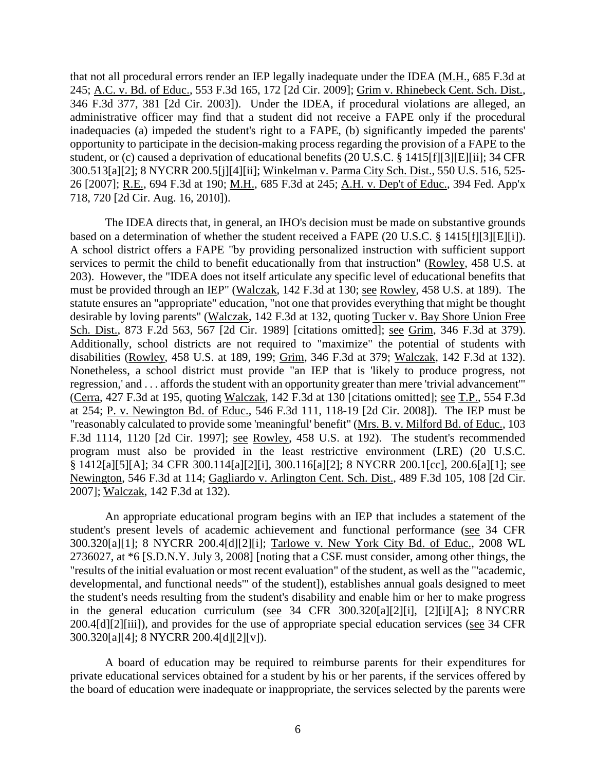that not all procedural errors render an IEP legally inadequate under the IDEA (M.H., 685 F.3d at 245; A.C. v. Bd. of Educ., 553 F.3d 165, 172 [2d Cir. 2009]; Grim v. Rhinebeck Cent. Sch. Dist., 346 F.3d 377, 381 [2d Cir. 2003]). Under the IDEA, if procedural violations are alleged, an administrative officer may find that a student did not receive a FAPE only if the procedural inadequacies (a) impeded the student's right to a FAPE, (b) significantly impeded the parents' opportunity to participate in the decision-making process regarding the provision of a FAPE to the student, or (c) caused a deprivation of educational benefits (20 U.S.C. § 1415[f][3][E][ii]; 34 CFR 300.513[a][2]; 8 NYCRR 200.5[j][4][ii]; Winkelman v. Parma City Sch. Dist., 550 U.S. 516, 525-26 [2007]; R.E., 694 F.3d at 190; M.H., 685 F.3d at 245; A.H. v. Dep't of Educ., 394 Fed. App'x 718, 720 [2d Cir. Aug. 16, 2010]).

The IDEA directs that, in general, an IHO's decision must be made on substantive grounds based on a determination of whether the student received a FAPE (20 U.S.C. § 1415[f][3][E][i]). A school district offers a FAPE "by providing personalized instruction with sufficient support services to permit the child to benefit educationally from that instruction" (Rowley, 458 U.S. at 203). However, the "IDEA does not itself articulate any specific level of educational benefits that must be provided through an IEP" (Walczak, 142 F.3d at 130; see Rowley, 458 U.S. at 189). The statute ensures an "appropriate" education, "not one that provides everything that might be thought desirable by loving parents" (Walczak, 142 F.3d at 132, quoting Tucker v. Bay Shore Union Free Sch. Dist., 873 F.2d 563, 567 [2d Cir. 1989] [citations omitted]; see Grim, 346 F.3d at 379). Additionally, school districts are not required to "maximize" the potential of students with disabilities (Rowley, 458 U.S. at 189, 199; Grim, 346 F.3d at 379; Walczak, 142 F.3d at 132). Nonetheless, a school district must provide "an IEP that is 'likely to produce progress, not regression,' and . . . affords the student with an opportunity greater than mere 'trivial advancement'" (Cerra, 427 F.3d at 195, quoting Walczak, 142 F.3d at 130 [citations omitted]; see T.P., 554 F.3d at 254; P. v. Newington Bd. of Educ., 546 F.3d 111, 118-19 [2d Cir. 2008]). The IEP must be "reasonably calculated to provide some 'meaningful' benefit" (Mrs. B. v. Milford Bd. of Educ., 103 F.3d 1114, 1120 [2d Cir. 1997]; see Rowley, 458 U.S. at 192). The student's recommended program must also be provided in the least restrictive environment (LRE) (20 U.S.C. § 1412[a][5][A]; 34 CFR 300.114[a][2][i], 300.116[a][2]; 8 NYCRR 200.1[cc], 200.6[a][1]; see Newington, 546 F.3d at 114; Gagliardo v. Arlington Cent. Sch. Dist., 489 F.3d 105, 108 [2d Cir. 2007]; Walczak, 142 F.3d at 132).

An appropriate educational program begins with an IEP that includes a statement of the student's present levels of academic achievement and functional performance (see 34 CFR 300.320[a][1]; 8 NYCRR 200.4[d][2][i]; Tarlowe v. New York City Bd. of Educ., 2008 WL 2736027, at *6 [S.D.N.Y. July 3, 2008] [noting that a CSE must consider, among other things, the "results of the initial evaluation or most recent evaluation" of the student, as well as the "'academic, developmental, and functional needs'" of the student]), establishes annual goals designed to meet the student's needs resulting from the student's disability and enable him or her to make progress in the general education curriculum (see 34 CFR 300.320[a][2][i], [2][i][A]; 8 NYCRR 200.4[d][2][iii]), and provides for the use of appropriate special education services (see 34 CFR 300.320[a][4]; 8 NYCRR 200.4[d][2][v]).

A board of education may be required to reimburse parents for their expenditures for private educational services obtained for a student by his or her parents, if the services offered by the board of education were inadequate or inappropriate, the services selected by the parents were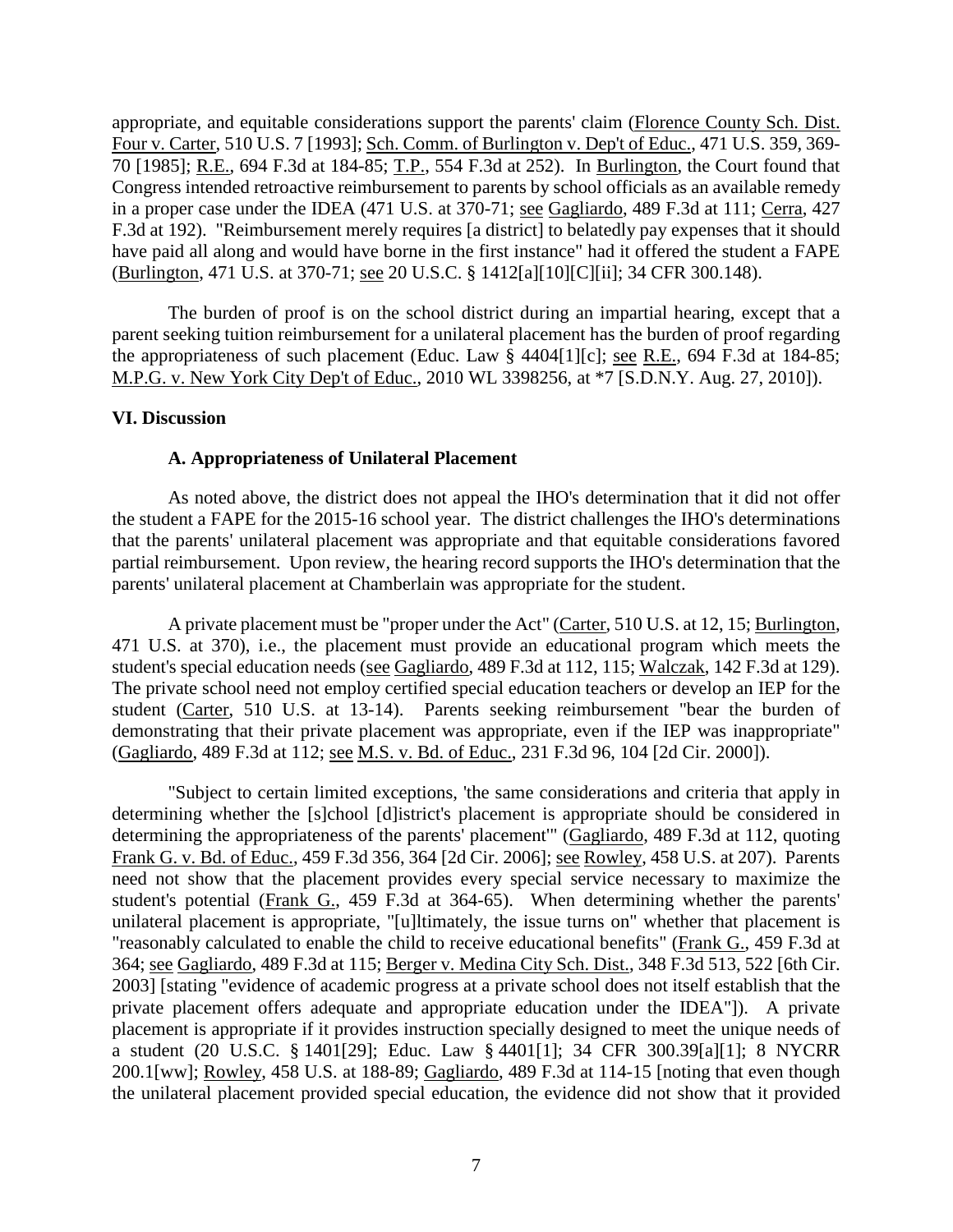appropriate, and equitable considerations support the parents' claim (Florence County Sch. Dist. Four v. Carter, 510 U.S. 7 [1993]; Sch. Comm. of Burlington v. Dep't of Educ., 471 U.S. 359, 369-70 [1985]; R.E., 694 F.3d at 184-85; T.P., 554 F.3d at 252). In Burlington, the Court found that Congress intended retroactive reimbursement to parents by school officials as an available remedy in a proper case under the IDEA (471 U.S. at 370-71; see Gagliardo, 489 F.3d at 111; Cerra, 427 F.3d at 192). "Reimbursement merely requires [a district] to belatedly pay expenses that it should have paid all along and would have borne in the first instance" had it offered the student a FAPE (Burlington, 471 U.S. at 370-71; see 20 U.S.C. § 1412[a][10][C][ii]; 34 CFR 300.148).

The burden of proof is on the school district during an impartial hearing, except that a parent seeking tuition reimbursement for a unilateral placement has the burden of proof regarding the appropriateness of such placement (Educ. Law § 4404[1][c]; see R.E., 694 F.3d at 184-85; M.P.G. v. New York City Dep't of Educ., 2010 WL 3398256, at *7 [S.D.N.Y. Aug. 27, 2010]).

## VI. Discussion

### A. Appropriateness of Unilateral Placement

As noted above, the district does not appeal the IHO's determination that it did not offer the student a FAPE for the 2015-16 school year. The district challenges the IHO's determinations that the parents' unilateral placement was appropriate and that equitable considerations favored partial reimbursement. Upon review, the hearing record supports the IHO's determination that the parents' unilateral placement at Chamberlain was appropriate for the student.

A private placement must be "proper under the Act" (Carter, 510 U.S. at 12, 15; Burlington, 471 U.S. at 370), i.e., the placement must provide an educational program which meets the student's special education needs (see Gagliardo, 489 F.3d at 112, 115; Walczak, 142 F.3d at 129). The private school need not employ certified special education teachers or develop an IEP for the student (Carter, 510 U.S. at 13-14). Parents seeking reimbursement "bear the burden of demonstrating that their private placement was appropriate, even if the IEP was inappropriate" (Gagliardo, 489 F.3d at 112; see M.S. v. Bd. of Educ., 231 F.3d 96, 104 [2d Cir. 2000]).

"Subject to certain limited exceptions, 'the same considerations and criteria that apply in determining whether the [s]chool [d]istrict's placement is appropriate should be considered in determining the appropriateness of the parents' placement'" (Gagliardo, 489 F.3d at 112, quoting Frank G. v. Bd. of Educ., 459 F.3d 356, 364 [2d Cir. 2006]; see Rowley, 458 U.S. at 207). Parents need not show that the placement provides every special service necessary to maximize the student's potential (Frank G., 459 F.3d at 364-65). When determining whether the parents' unilateral placement is appropriate, "[u]ltimately, the issue turns on" whether that placement is "reasonably calculated to enable the child to receive educational benefits" (Frank G., 459 F.3d at 364; see Gagliardo, 489 F.3d at 115; Berger v. Medina City Sch. Dist., 348 F.3d 513, 522 [6th Cir. 2003] [stating "evidence of academic progress at a private school does not itself establish that the private placement offers adequate and appropriate education under the IDEA"]). A private placement is appropriate if it provides instruction specially designed to meet the unique needs of a student (20 U.S.C. § 1401[29]; Educ. Law § 4401[1]; 34 CFR 300.39[a][1]; 8 NYCRR 200.1[ww]; Rowley, 458 U.S. at 188-89; Gagliardo, 489 F.3d at 114-15 [noting that even though the unilateral placement provided special education, the evidence did not show that it provided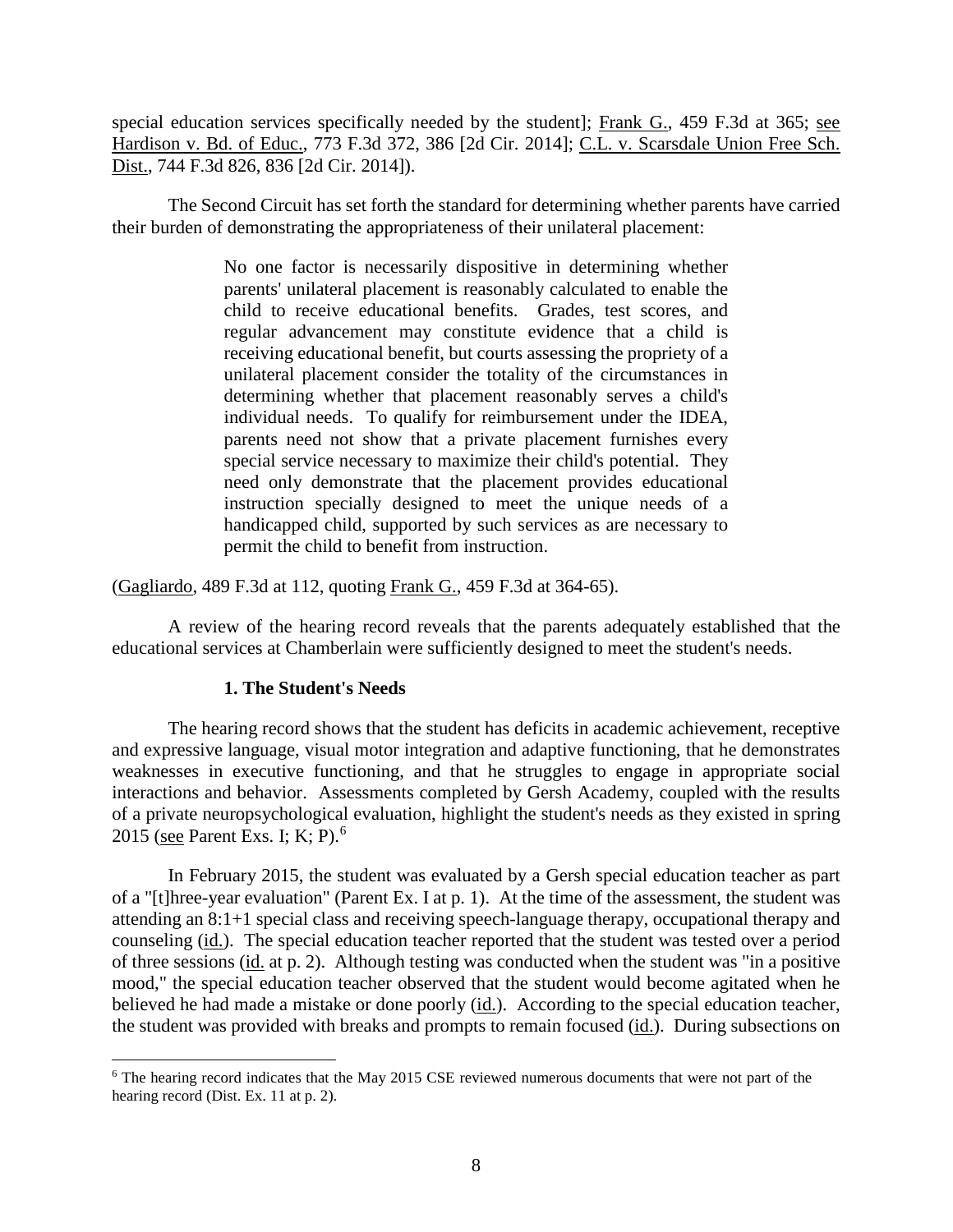special education services specifically needed by the student]; Frank G., 459 F.3d at 365; see Hardison v. Bd. of Educ., 773 F.3d 372, 386 [2d Cir. 2014]; C.L. v. Scarsdale Union Free Sch. Dist., 744 F.3d 826, 836 [2d Cir. 2014]).

The Second Circuit has set forth the standard for determining whether parents have carried their burden of demonstrating the appropriateness of their unilateral placement:

> No one factor is necessarily dispositive in determining whether parents' unilateral placement is reasonably calculated to enable the child to receive educational benefits. Grades, test scores, and regular advancement may constitute evidence that a child is receiving educational benefit, but courts assessing the propriety of a unilateral placement consider the totality of the circumstances in determining whether that placement reasonably serves a child's individual needs. To qualify for reimbursement under the IDEA, parents need not show that a private placement furnishes every special service necessary to maximize their child's potential. They need only demonstrate that the placement provides educational instruction specially designed to meet the unique needs of a handicapped child, supported by such services as are necessary to permit the child to benefit from instruction.

(Gagliardo, 489 F.3d at 112, quoting Frank G., 459 F.3d at 364-65).

A review of the hearing record reveals that the parents adequately established that the educational services at Chamberlain were sufficiently designed to meet the student's needs.

### 1. The Student's Needs

The hearing record shows that the student has deficits in academic achievement, receptive and expressive language, visual motor integration and adaptive functioning, that he demonstrates weaknesses in executive functioning, and that he struggles to engage in appropriate social interactions and behavior. Assessments completed by Gersh Academy, coupled with the results of a private neuropsychological evaluation, highlight the student's needs as they existed in spring 2015 (see Parent Exs. I; K; P).[6]

In February 2015, the student was evaluated by a Gersh special education teacher as part of a "[t]hree-year evaluation" (Parent Ex. I at p. 1). At the time of the assessment, the student was attending an 8:1+1 special class and receiving speech-language therapy, occupational therapy and counseling (id.). The special education teacher reported that the student was tested over a period of three sessions (id. at p. 2). Although testing was conducted when the student was "in a positive mood," the special education teacher observed that the student would become agitated when he believed he had made a mistake or done poorly (id.). According to the special education teacher, the student was provided with breaks and prompts to remain focused (id.). During subsections on

[6] The hearing record indicates that the May 2015 CSE reviewed numerous documents that were not part of the hearing record (Dist. Ex. 11 at p. 2).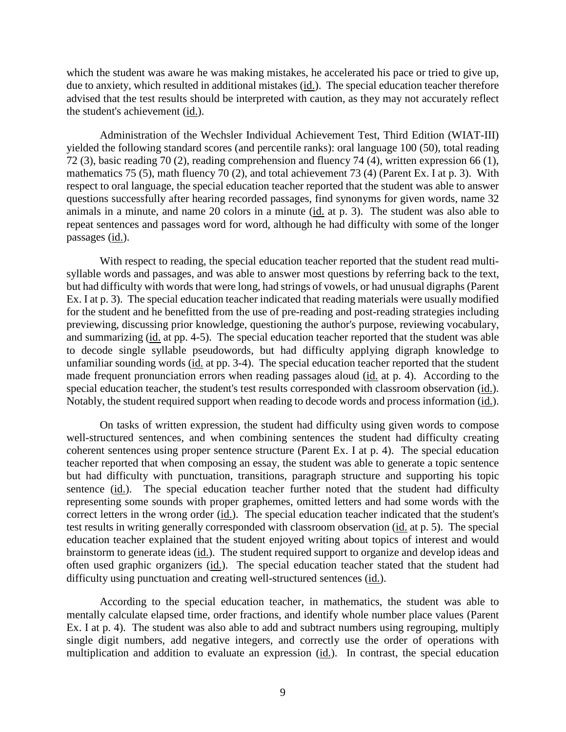which the student was aware he was making mistakes, he accelerated his pace or tried to give up, due to anxiety, which resulted in additional mistakes (id.). The special education teacher therefore advised that the test results should be interpreted with caution, as they may not accurately reflect the student's achievement (id.).

Administration of the Wechsler Individual Achievement Test, Third Edition (WIAT-III) yielded the following standard scores (and percentile ranks): oral language 100 (50), total reading 72 (3), basic reading 70 (2), reading comprehension and fluency 74 (4), written expression 66 (1), mathematics 75 (5), math fluency 70 (2), and total achievement 73 (4) (Parent Ex. I at p. 3). With respect to oral language, the special education teacher reported that the student was able to answer questions successfully after hearing recorded passages, find synonyms for given words, name 32 animals in a minute, and name 20 colors in a minute (id. at p. 3). The student was also able to repeat sentences and passages word for word, although he had difficulty with some of the longer passages (id.).

With respect to reading, the special education teacher reported that the student read multi-syllable words and passages, and was able to answer most questions by referring back to the text, but had difficulty with words that were long, had strings of vowels, or had unusual digraphs (Parent Ex. I at p. 3). The special education teacher indicated that reading materials were usually modified for the student and he benefitted from the use of pre-reading and post-reading strategies including previewing, discussing prior knowledge, questioning the author's purpose, reviewing vocabulary, and summarizing (id. at pp. 4-5). The special education teacher reported that the student was able to decode single syllable pseudowords, but had difficulty applying digraph knowledge to unfamiliar sounding words (id. at pp. 3-4). The special education teacher reported that the student made frequent pronunciation errors when reading passages aloud (id. at p. 4). According to the special education teacher, the student's test results corresponded with classroom observation (id.). Notably, the student required support when reading to decode words and process information (id.).

On tasks of written expression, the student had difficulty using given words to compose well-structured sentences, and when combining sentences the student had difficulty creating coherent sentences using proper sentence structure (Parent Ex. I at p. 4). The special education teacher reported that when composing an essay, the student was able to generate a topic sentence but had difficulty with punctuation, transitions, paragraph structure and supporting his topic sentence (id.). The special education teacher further noted that the student had difficulty representing some sounds with proper graphemes, omitted letters and had some words with the correct letters in the wrong order (id.). The special education teacher indicated that the student's test results in writing generally corresponded with classroom observation (id. at p. 5). The special education teacher explained that the student enjoyed writing about topics of interest and would brainstorm to generate ideas (id.). The student required support to organize and develop ideas and often used graphic organizers (id.). The special education teacher stated that the student had difficulty using punctuation and creating well-structured sentences (id.).

According to the special education teacher, in mathematics, the student was able to mentally calculate elapsed time, order fractions, and identify whole number place values (Parent Ex. I at p. 4). The student was also able to add and subtract numbers using regrouping, multiply single digit numbers, add negative integers, and correctly use the order of operations with multiplication and addition to evaluate an expression (id.). In contrast, the special education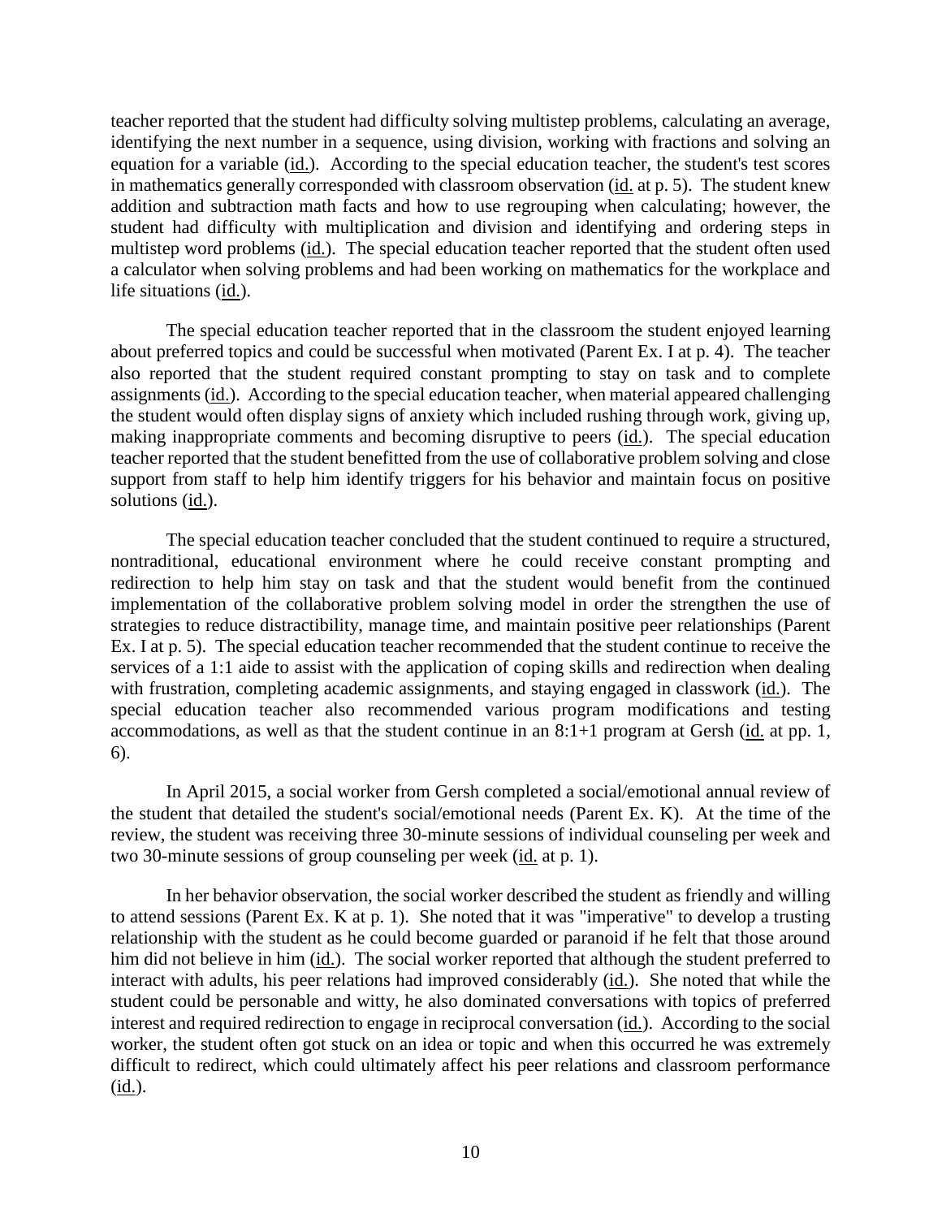teacher reported that the student had difficulty solving multistep problems, calculating an average, identifying the next number in a sequence, using division, working with fractions and solving an equation for a variable (id.). According to the special education teacher, the student's test scores in mathematics generally corresponded with classroom observation (id. at p. 5). The student knew addition and subtraction math facts and how to use regrouping when calculating; however, the student had difficulty with multiplication and division and identifying and ordering steps in multistep word problems (id.). The special education teacher reported that the student often used a calculator when solving problems and had been working on mathematics for the workplace and life situations (id.).

The special education teacher reported that in the classroom the student enjoyed learning about preferred topics and could be successful when motivated (Parent Ex. I at p. 4). The teacher also reported that the student required constant prompting to stay on task and to complete assignments (id.). According to the special education teacher, when material appeared challenging the student would often display signs of anxiety which included rushing through work, giving up, making inappropriate comments and becoming disruptive to peers (id.). The special education teacher reported that the student benefitted from the use of collaborative problem solving and close support from staff to help him identify triggers for his behavior and maintain focus on positive solutions (id.).

The special education teacher concluded that the student continued to require a structured, nontraditional, educational environment where he could receive constant prompting and redirection to help him stay on task and that the student would benefit from the continued implementation of the collaborative problem solving model in order the strengthen the use of strategies to reduce distractibility, manage time, and maintain positive peer relationships (Parent Ex. I at p. 5). The special education teacher recommended that the student continue to receive the services of a 1:1 aide to assist with the application of coping skills and redirection when dealing with frustration, completing academic assignments, and staying engaged in classwork (id.). The special education teacher also recommended various program modifications and testing accommodations, as well as that the student continue in an 8:1+1 program at Gersh (id. at pp. 1, 6).

In April 2015, a social worker from Gersh completed a social/emotional annual review of the student that detailed the student's social/emotional needs (Parent Ex. K). At the time of the review, the student was receiving three 30-minute sessions of individual counseling per week and two 30-minute sessions of group counseling per week (id. at p. 1).

In her behavior observation, the social worker described the student as friendly and willing to attend sessions (Parent Ex. K at p. 1). She noted that it was "imperative" to develop a trusting relationship with the student as he could become guarded or paranoid if he felt that those around him did not believe in him (id.). The social worker reported that although the student preferred to interact with adults, his peer relations had improved considerably (id.). She noted that while the student could be personable and witty, he also dominated conversations with topics of preferred interest and required redirection to engage in reciprocal conversation (id.). According to the social worker, the student often got stuck on an idea or topic and when this occurred he was extremely difficult to redirect, which could ultimately affect his peer relations and classroom performance (id.).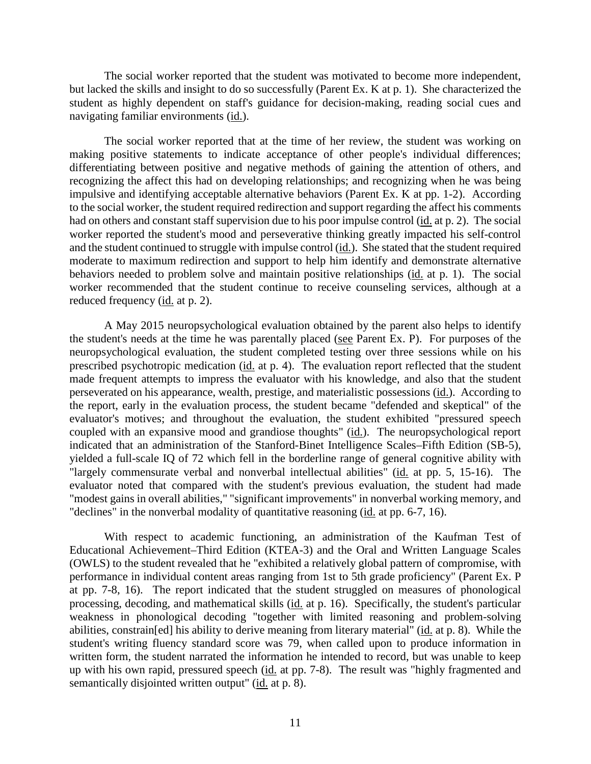The social worker reported that the student was motivated to become more independent, but lacked the skills and insight to do so successfully (Parent Ex. K at p. 1). She characterized the student as highly dependent on staff's guidance for decision-making, reading social cues and navigating familiar environments (id.).

The social worker reported that at the time of her review, the student was working on making positive statements to indicate acceptance of other people's individual differences; differentiating between positive and negative methods of gaining the attention of others, and recognizing the affect this had on developing relationships; and recognizing when he was being impulsive and identifying acceptable alternative behaviors (Parent Ex. K at pp. 1-2). According to the social worker, the student required redirection and support regarding the affect his comments had on others and constant staff supervision due to his poor impulse control (id. at p. 2). The social worker reported the student's mood and perseverative thinking greatly impacted his self-control and the student continued to struggle with impulse control (id.). She stated that the student required moderate to maximum redirection and support to help him identify and demonstrate alternative behaviors needed to problem solve and maintain positive relationships (id. at p. 1). The social worker recommended that the student continue to receive counseling services, although at a reduced frequency (id. at p. 2).

A May 2015 neuropsychological evaluation obtained by the parent also helps to identify the student's needs at the time he was parentally placed (see Parent Ex. P). For purposes of the neuropsychological evaluation, the student completed testing over three sessions while on his prescribed psychotropic medication (id. at p. 4). The evaluation report reflected that the student made frequent attempts to impress the evaluator with his knowledge, and also that the student perseverated on his appearance, wealth, prestige, and materialistic possessions (id.). According to the report, early in the evaluation process, the student became "defended and skeptical" of the evaluator's motives; and throughout the evaluation, the student exhibited "pressured speech coupled with an expansive mood and grandiose thoughts" (id.). The neuropsychological report indicated that an administration of the Stanford-Binet Intelligence Scales–Fifth Edition (SB-5), yielded a full-scale IQ of 72 which fell in the borderline range of general cognitive ability with "largely commensurate verbal and nonverbal intellectual abilities" (id. at pp. 5, 15-16). The evaluator noted that compared with the student's previous evaluation, the student had made "modest gains in overall abilities," "significant improvements" in nonverbal working memory, and "declines" in the nonverbal modality of quantitative reasoning (id. at pp. 6-7, 16).

With respect to academic functioning, an administration of the Kaufman Test of Educational Achievement–Third Edition (KTEA-3) and the Oral and Written Language Scales (OWLS) to the student revealed that he "exhibited a relatively global pattern of compromise, with performance in individual content areas ranging from 1st to 5th grade proficiency" (Parent Ex. P at pp. 7-8, 16). The report indicated that the student struggled on measures of phonological processing, decoding, and mathematical skills (id. at p. 16). Specifically, the student's particular weakness in phonological decoding "together with limited reasoning and problem-solving abilities, constrain[ed] his ability to derive meaning from literary material" (id. at p. 8). While the student's writing fluency standard score was 79, when called upon to produce information in written form, the student narrated the information he intended to record, but was unable to keep up with his own rapid, pressured speech (id. at pp. 7-8). The result was "highly fragmented and semantically disjointed written output" (id. at p. 8).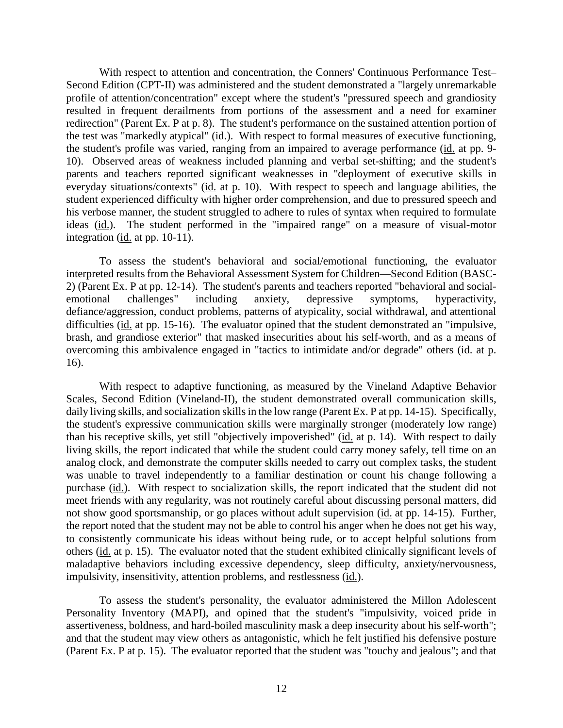With respect to attention and concentration, the Conners' Continuous Performance Test–Second Edition (CPT-II) was administered and the student demonstrated a "largely unremarkable profile of attention/concentration" except where the student's "pressured speech and grandiosity resulted in frequent derailments from portions of the assessment and a need for examiner redirection" (Parent Ex. P at p. 8). The student's performance on the sustained attention portion of the test was "markedly atypical" (id.). With respect to formal measures of executive functioning, the student's profile was varied, ranging from an impaired to average performance (id. at pp. 9-10). Observed areas of weakness included planning and verbal set-shifting; and the student's parents and teachers reported significant weaknesses in "deployment of executive skills in everyday situations/contexts" (id. at p. 10). With respect to speech and language abilities, the student experienced difficulty with higher order comprehension, and due to pressured speech and his verbose manner, the student struggled to adhere to rules of syntax when required to formulate ideas (id.). The student performed in the "impaired range" on a measure of visual-motor integration (id. at pp. 10-11).

To assess the student's behavioral and social/emotional functioning, the evaluator interpreted results from the Behavioral Assessment System for Children—Second Edition (BASC-2) (Parent Ex. P at pp. 12-14). The student's parents and teachers reported "behavioral and social-emotional challenges" including anxiety, depressive symptoms, hyperactivity, defiance/aggression, conduct problems, patterns of atypicality, social withdrawal, and attentional difficulties (id. at pp. 15-16). The evaluator opined that the student demonstrated an "impulsive, brash, and grandiose exterior" that masked insecurities about his self-worth, and as a means of overcoming this ambivalence engaged in "tactics to intimidate and/or degrade" others (id. at p. 16).

With respect to adaptive functioning, as measured by the Vineland Adaptive Behavior Scales, Second Edition (Vineland-II), the student demonstrated overall communication skills, daily living skills, and socialization skills in the low range (Parent Ex. P at pp. 14-15). Specifically, the student's expressive communication skills were marginally stronger (moderately low range) than his receptive skills, yet still "objectively impoverished" (id. at p. 14). With respect to daily living skills, the report indicated that while the student could carry money safely, tell time on an analog clock, and demonstrate the computer skills needed to carry out complex tasks, the student was unable to travel independently to a familiar destination or count his change following a purchase (id.). With respect to socialization skills, the report indicated that the student did not meet friends with any regularity, was not routinely careful about discussing personal matters, did not show good sportsmanship, or go places without adult supervision (id. at pp. 14-15). Further, the report noted that the student may not be able to control his anger when he does not get his way, to consistently communicate his ideas without being rude, or to accept helpful solutions from others (id. at p. 15). The evaluator noted that the student exhibited clinically significant levels of maladaptive behaviors including excessive dependency, sleep difficulty, anxiety/nervousness, impulsivity, insensitivity, attention problems, and restlessness (id.).

To assess the student's personality, the evaluator administered the Millon Adolescent Personality Inventory (MAPI), and opined that the student's "impulsivity, voiced pride in assertiveness, boldness, and hard-boiled masculinity mask a deep insecurity about his self-worth"; and that the student may view others as antagonistic, which he felt justified his defensive posture (Parent Ex. P at p. 15). The evaluator reported that the student was "touchy and jealous"; and that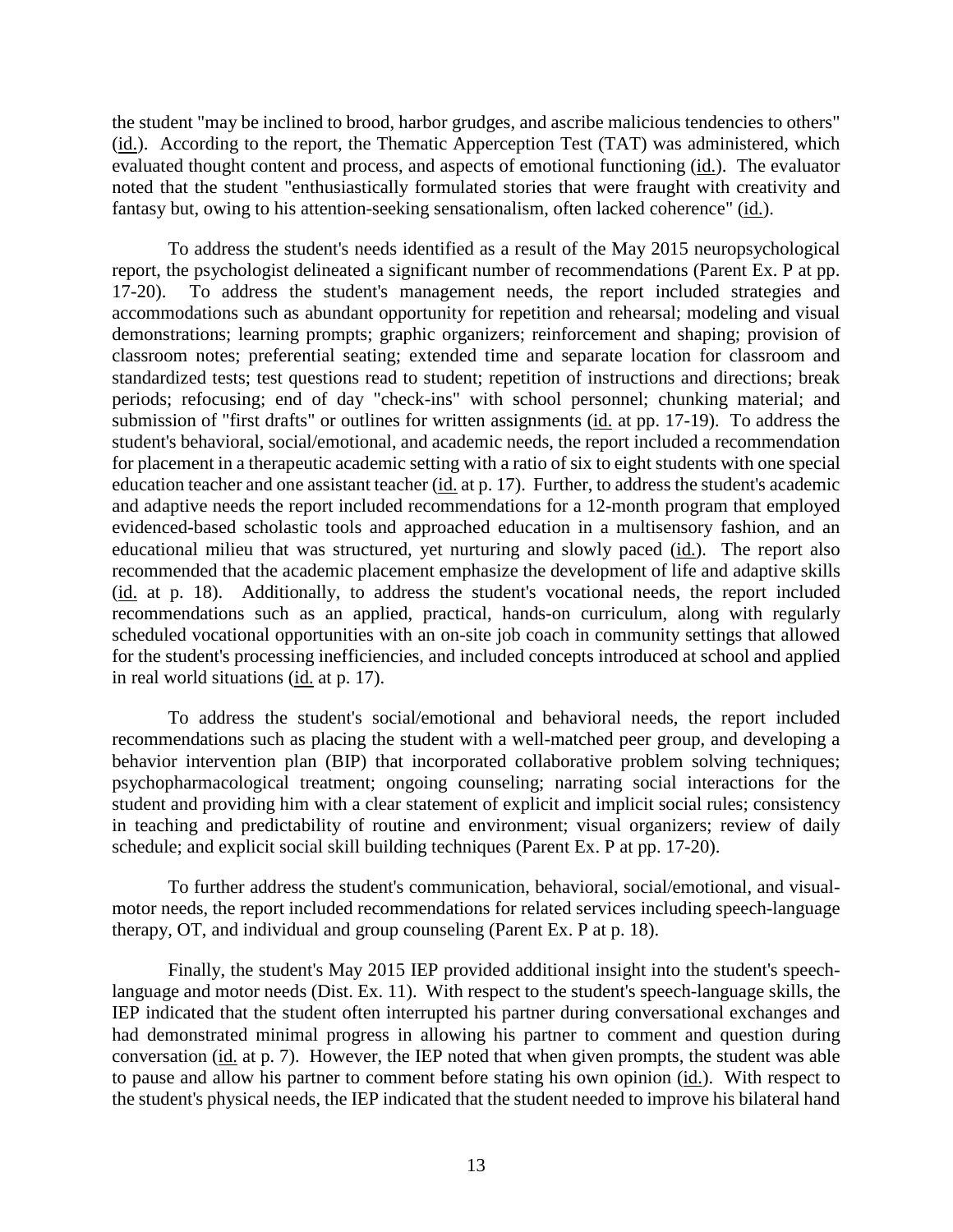the student "may be inclined to brood, harbor grudges, and ascribe malicious tendencies to others" (id.). According to the report, the Thematic Apperception Test (TAT) was administered, which evaluated thought content and process, and aspects of emotional functioning (id.). The evaluator noted that the student "enthusiastically formulated stories that were fraught with creativity and fantasy but, owing to his attention-seeking sensationalism, often lacked coherence" (id.).

To address the student's needs identified as a result of the May 2015 neuropsychological report, the psychologist delineated a significant number of recommendations (Parent Ex. P at pp. 17-20). To address the student's management needs, the report included strategies and accommodations such as abundant opportunity for repetition and rehearsal; modeling and visual demonstrations; learning prompts; graphic organizers; reinforcement and shaping; provision of classroom notes; preferential seating; extended time and separate location for classroom and standardized tests; test questions read to student; repetition of instructions and directions; break periods; refocusing; end of day "check-ins" with school personnel; chunking material; and submission of "first drafts" or outlines for written assignments (id. at pp. 17-19). To address the student's behavioral, social/emotional, and academic needs, the report included a recommendation for placement in a therapeutic academic setting with a ratio of six to eight students with one special education teacher and one assistant teacher (id. at p. 17). Further, to address the student's academic and adaptive needs the report included recommendations for a 12-month program that employed evidenced-based scholastic tools and approached education in a multisensory fashion, and an educational milieu that was structured, yet nurturing and slowly paced (id.). The report also recommended that the academic placement emphasize the development of life and adaptive skills (id. at p. 18). Additionally, to address the student's vocational needs, the report included recommendations such as an applied, practical, hands-on curriculum, along with regularly scheduled vocational opportunities with an on-site job coach in community settings that allowed for the student's processing inefficiencies, and included concepts introduced at school and applied in real world situations (id. at p. 17).

To address the student's social/emotional and behavioral needs, the report included recommendations such as placing the student with a well-matched peer group, and developing a behavior intervention plan (BIP) that incorporated collaborative problem solving techniques; psychopharmacological treatment; ongoing counseling; narrating social interactions for the student and providing him with a clear statement of explicit and implicit social rules; consistency in teaching and predictability of routine and environment; visual organizers; review of daily schedule; and explicit social skill building techniques (Parent Ex. P at pp. 17-20).

To further address the student's communication, behavioral, social/emotional, and visual-motor needs, the report included recommendations for related services including speech-language therapy, OT, and individual and group counseling (Parent Ex. P at p. 18).

Finally, the student's May 2015 IEP provided additional insight into the student's speech-language and motor needs (Dist. Ex. 11). With respect to the student's speech-language skills, the IEP indicated that the student often interrupted his partner during conversational exchanges and had demonstrated minimal progress in allowing his partner to comment and question during conversation (id. at p. 7). However, the IEP noted that when given prompts, the student was able to pause and allow his partner to comment before stating his own opinion (id.). With respect to the student's physical needs, the IEP indicated that the student needed to improve his bilateral hand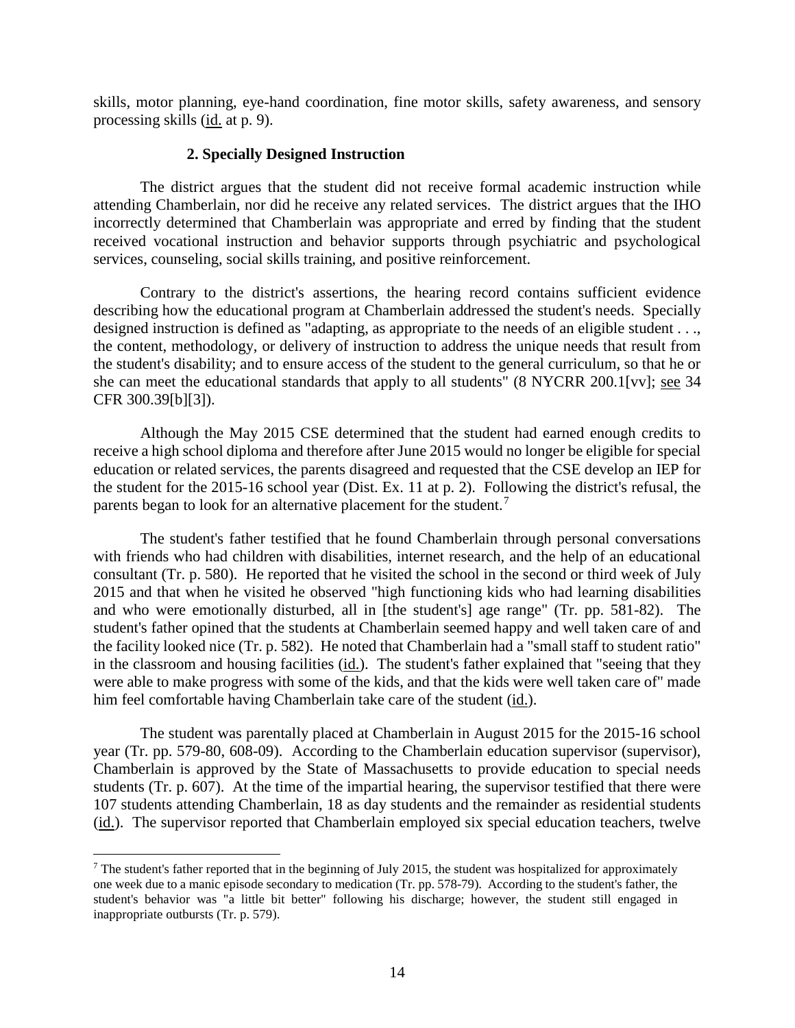skills, motor planning, eye-hand coordination, fine motor skills, safety awareness, and sensory processing skills (id. at p. 9).

### 2. Specially Designed Instruction

The district argues that the student did not receive formal academic instruction while attending Chamberlain, nor did he receive any related services. The district argues that the IHO incorrectly determined that Chamberlain was appropriate and erred by finding that the student received vocational instruction and behavior supports through psychiatric and psychological services, counseling, social skills training, and positive reinforcement.

Contrary to the district's assertions, the hearing record contains sufficient evidence describing how the educational program at Chamberlain addressed the student's needs. Specially designed instruction is defined as "adapting, as appropriate to the needs of an eligible student . . ., the content, methodology, or delivery of instruction to address the unique needs that result from the student's disability; and to ensure access of the student to the general curriculum, so that he or she can meet the educational standards that apply to all students" (8 NYCRR 200.1[vv]; see 34 CFR 300.39[b][3]).

Although the May 2015 CSE determined that the student had earned enough credits to receive a high school diploma and therefore after June 2015 would no longer be eligible for special education or related services, the parents disagreed and requested that the CSE develop an IEP for the student for the 2015-16 school year (Dist. Ex. 11 at p. 2). Following the district's refusal, the parents began to look for an alternative placement for the student.[7]

The student's father testified that he found Chamberlain through personal conversations with friends who had children with disabilities, internet research, and the help of an educational consultant (Tr. p. 580). He reported that he visited the school in the second or third week of July 2015 and that when he visited he observed "high functioning kids who had learning disabilities and who were emotionally disturbed, all in [the student's] age range" (Tr. pp. 581-82). The student's father opined that the students at Chamberlain seemed happy and well taken care of and the facility looked nice (Tr. p. 582). He noted that Chamberlain had a "small staff to student ratio" in the classroom and housing facilities (id.). The student's father explained that "seeing that they were able to make progress with some of the kids, and that the kids were well taken care of" made him feel comfortable having Chamberlain take care of the student (id.).

The student was parentally placed at Chamberlain in August 2015 for the 2015-16 school year (Tr. pp. 579-80, 608-09). According to the Chamberlain education supervisor (supervisor), Chamberlain is approved by the State of Massachusetts to provide education to special needs students (Tr. p. 607). At the time of the impartial hearing, the supervisor testified that there were 107 students attending Chamberlain, 18 as day students and the remainder as residential students (id.). The supervisor reported that Chamberlain employed six special education teachers, twelve

---

[7] The student's father reported that in the beginning of July 2015, the student was hospitalized for approximately one week due to a manic episode secondary to medication (Tr. pp. 578-79). According to the student's father, the student's behavior was "a little bit better" following his discharge; however, the student still engaged in inappropriate outbursts (Tr. p. 579).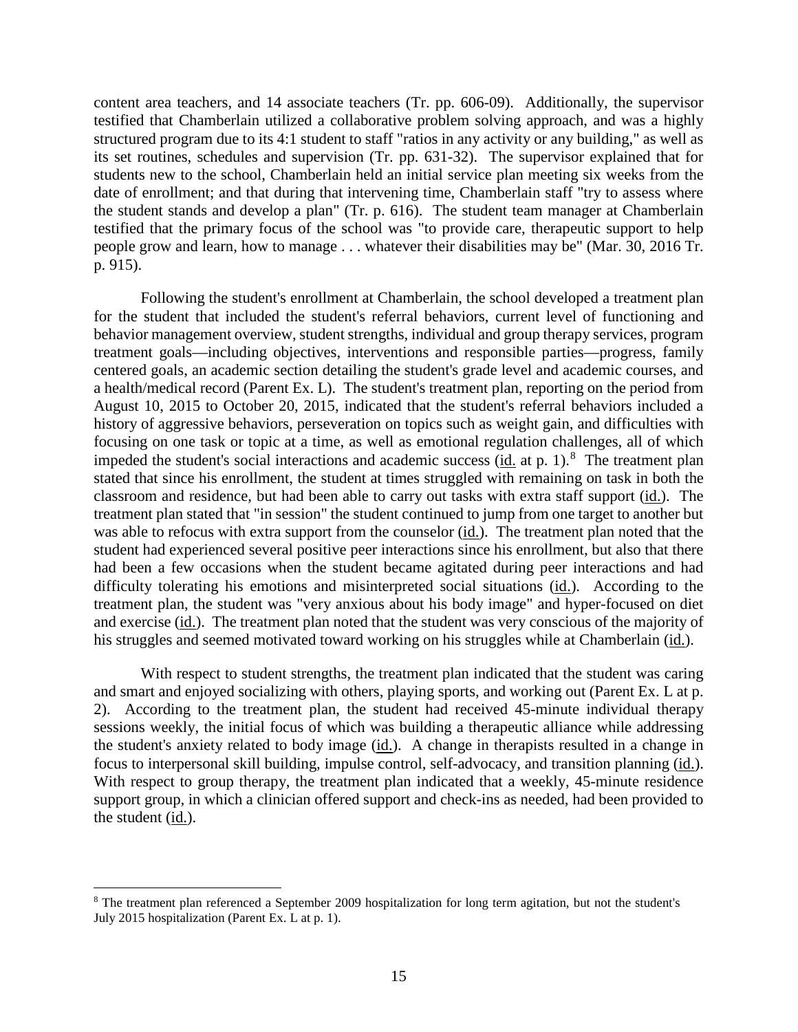content area teachers, and 14 associate teachers (Tr. pp. 606-09). Additionally, the supervisor testified that Chamberlain utilized a collaborative problem solving approach, and was a highly structured program due to its 4:1 student to staff "ratios in any activity or any building," as well as its set routines, schedules and supervision (Tr. pp. 631-32). The supervisor explained that for students new to the school, Chamberlain held an initial service plan meeting six weeks from the date of enrollment; and that during that intervening time, Chamberlain staff "try to assess where the student stands and develop a plan" (Tr. p. 616). The student team manager at Chamberlain testified that the primary focus of the school was "to provide care, therapeutic support to help people grow and learn, how to manage . . . whatever their disabilities may be" (Mar. 30, 2016 Tr. p. 915).

Following the student's enrollment at Chamberlain, the school developed a treatment plan for the student that included the student's referral behaviors, current level of functioning and behavior management overview, student strengths, individual and group therapy services, program treatment goals—including objectives, interventions and responsible parties—progress, family centered goals, an academic section detailing the student's grade level and academic courses, and a health/medical record (Parent Ex. L). The student's treatment plan, reporting on the period from August 10, 2015 to October 20, 2015, indicated that the student's referral behaviors included a history of aggressive behaviors, perseveration on topics such as weight gain, and difficulties with focusing on one task or topic at a time, as well as emotional regulation challenges, all of which impeded the student's social interactions and academic success (id. at p. 1).[8] The treatment plan stated that since his enrollment, the student at times struggled with remaining on task in both the classroom and residence, but had been able to carry out tasks with extra staff support (id.). The treatment plan stated that "in session" the student continued to jump from one target to another but was able to refocus with extra support from the counselor (id.). The treatment plan noted that the student had experienced several positive peer interactions since his enrollment, but also that there had been a few occasions when the student became agitated during peer interactions and had difficulty tolerating his emotions and misinterpreted social situations (id.). According to the treatment plan, the student was "very anxious about his body image" and hyper-focused on diet and exercise (id.). The treatment plan noted that the student was very conscious of the majority of his struggles and seemed motivated toward working on his struggles while at Chamberlain (id.).

With respect to student strengths, the treatment plan indicated that the student was caring and smart and enjoyed socializing with others, playing sports, and working out (Parent Ex. L at p. 2). According to the treatment plan, the student had received 45-minute individual therapy sessions weekly, the initial focus of which was building a therapeutic alliance while addressing the student's anxiety related to body image (id.). A change in therapists resulted in a change in focus to interpersonal skill building, impulse control, self-advocacy, and transition planning (id.). With respect to group therapy, the treatment plan indicated that a weekly, 45-minute residence support group, in which a clinician offered support and check-ins as needed, had been provided to the student (id.).

[8] The treatment plan referenced a September 2009 hospitalization for long term agitation, but not the student's July 2015 hospitalization (Parent Ex. L at p. 1).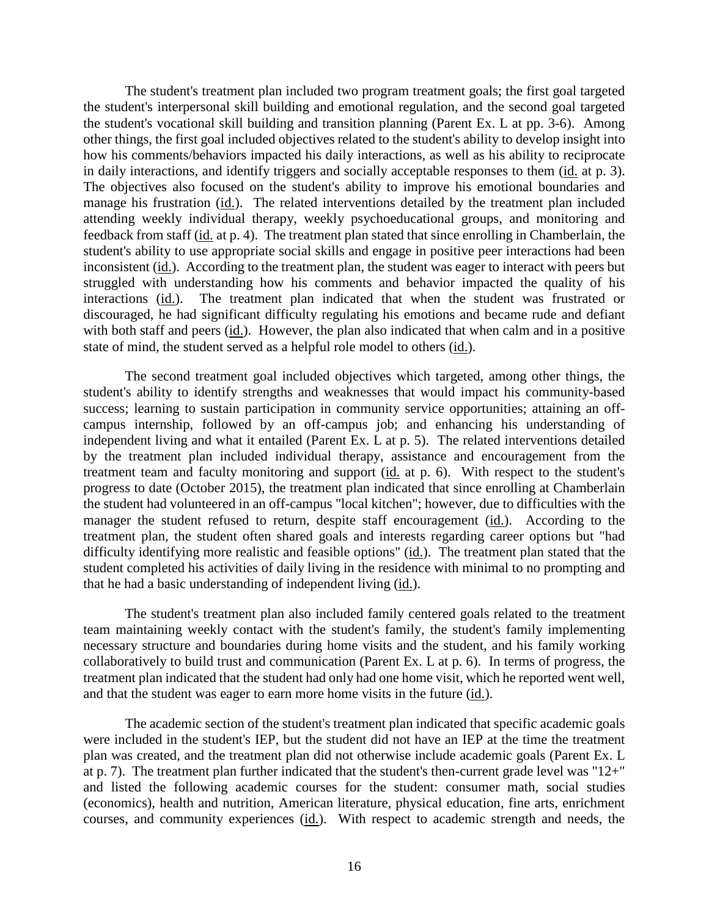The student's treatment plan included two program treatment goals; the first goal targeted the student's interpersonal skill building and emotional regulation, and the second goal targeted the student's vocational skill building and transition planning (Parent Ex. L at pp. 3-6). Among other things, the first goal included objectives related to the student's ability to develop insight into how his comments/behaviors impacted his daily interactions, as well as his ability to reciprocate in daily interactions, and identify triggers and socially acceptable responses to them (id. at p. 3). The objectives also focused on the student's ability to improve his emotional boundaries and manage his frustration (id.). The related interventions detailed by the treatment plan included attending weekly individual therapy, weekly psychoeducational groups, and monitoring and feedback from staff (id. at p. 4). The treatment plan stated that since enrolling in Chamberlain, the student's ability to use appropriate social skills and engage in positive peer interactions had been inconsistent (id.). According to the treatment plan, the student was eager to interact with peers but struggled with understanding how his comments and behavior impacted the quality of his interactions (id.). The treatment plan indicated that when the student was frustrated or discouraged, he had significant difficulty regulating his emotions and became rude and defiant with both staff and peers (id.). However, the plan also indicated that when calm and in a positive state of mind, the student served as a helpful role model to others (id.).

The second treatment goal included objectives which targeted, among other things, the student's ability to identify strengths and weaknesses that would impact his community-based success; learning to sustain participation in community service opportunities; attaining an off-campus internship, followed by an off-campus job; and enhancing his understanding of independent living and what it entailed (Parent Ex. L at p. 5). The related interventions detailed by the treatment plan included individual therapy, assistance and encouragement from the treatment team and faculty monitoring and support (id. at p. 6). With respect to the student's progress to date (October 2015), the treatment plan indicated that since enrolling at Chamberlain the student had volunteered in an off-campus "local kitchen"; however, due to difficulties with the manager the student refused to return, despite staff encouragement (id.). According to the treatment plan, the student often shared goals and interests regarding career options but "had difficulty identifying more realistic and feasible options" (id.). The treatment plan stated that the student completed his activities of daily living in the residence with minimal to no prompting and that he had a basic understanding of independent living (id.).

The student's treatment plan also included family centered goals related to the treatment team maintaining weekly contact with the student's family, the student's family implementing necessary structure and boundaries during home visits and the student, and his family working collaboratively to build trust and communication (Parent Ex. L at p. 6). In terms of progress, the treatment plan indicated that the student had only had one home visit, which he reported went well, and that the student was eager to earn more home visits in the future (id.).

The academic section of the student's treatment plan indicated that specific academic goals were included in the student's IEP, but the student did not have an IEP at the time the treatment plan was created, and the treatment plan did not otherwise include academic goals (Parent Ex. L at p. 7). The treatment plan further indicated that the student's then-current grade level was "12+" and listed the following academic courses for the student: consumer math, social studies (economics), health and nutrition, American literature, physical education, fine arts, enrichment courses, and community experiences (id.). With respect to academic strength and needs, the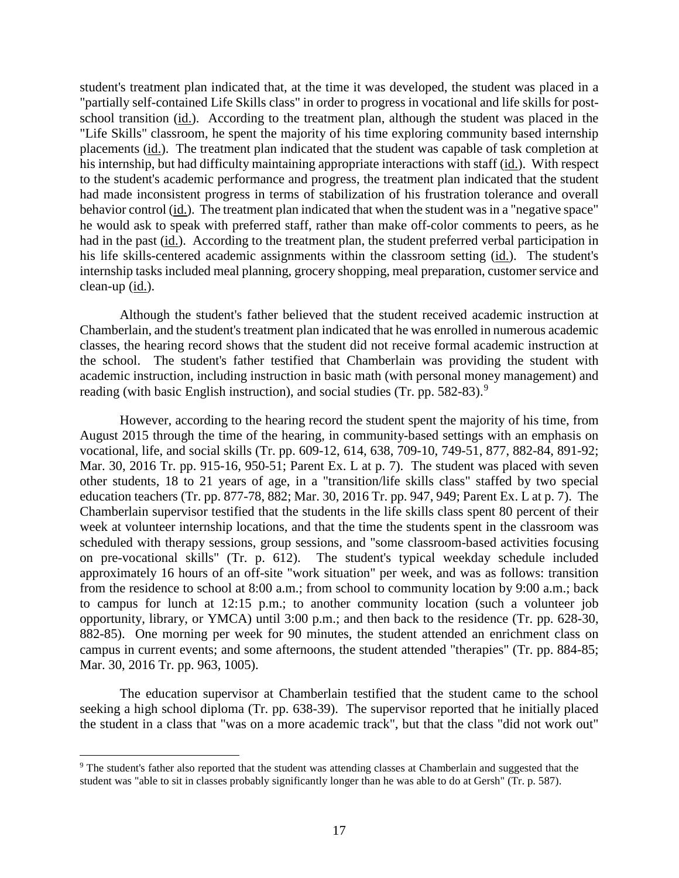student's treatment plan indicated that, at the time it was developed, the student was placed in a "partially self-contained Life Skills class" in order to progress in vocational and life skills for post-school transition (id.). According to the treatment plan, although the student was placed in the "Life Skills" classroom, he spent the majority of his time exploring community based internship placements (id.). The treatment plan indicated that the student was capable of task completion at his internship, but had difficulty maintaining appropriate interactions with staff (id.). With respect to the student's academic performance and progress, the treatment plan indicated that the student had made inconsistent progress in terms of stabilization of his frustration tolerance and overall behavior control (id.). The treatment plan indicated that when the student was in a "negative space" he would ask to speak with preferred staff, rather than make off-color comments to peers, as he had in the past (id.). According to the treatment plan, the student preferred verbal participation in his life skills-centered academic assignments within the classroom setting (id.). The student's internship tasks included meal planning, grocery shopping, meal preparation, customer service and clean-up (id.).

Although the student's father believed that the student received academic instruction at Chamberlain, and the student's treatment plan indicated that he was enrolled in numerous academic classes, the hearing record shows that the student did not receive formal academic instruction at the school. The student's father testified that Chamberlain was providing the student with academic instruction, including instruction in basic math (with personal money management) and reading (with basic English instruction), and social studies (Tr. pp. 582-83).[9]

However, according to the hearing record the student spent the majority of his time, from August 2015 through the time of the hearing, in community-based settings with an emphasis on vocational, life, and social skills (Tr. pp. 609-12, 614, 638, 709-10, 749-51, 877, 882-84, 891-92; Mar. 30, 2016 Tr. pp. 915-16, 950-51; Parent Ex. L at p. 7). The student was placed with seven other students, 18 to 21 years of age, in a "transition/life skills class" staffed by two special education teachers (Tr. pp. 877-78, 882; Mar. 30, 2016 Tr. pp. 947, 949; Parent Ex. L at p. 7). The Chamberlain supervisor testified that the students in the life skills class spent 80 percent of their week at volunteer internship locations, and that the time the students spent in the classroom was scheduled with therapy sessions, group sessions, and "some classroom-based activities focusing on pre-vocational skills" (Tr. p. 612). The student's typical weekday schedule included approximately 16 hours of an off-site "work situation" per week, and was as follows: transition from the residence to school at 8:00 a.m.; from school to community location by 9:00 a.m.; back to campus for lunch at 12:15 p.m.; to another community location (such a volunteer job opportunity, library, or YMCA) until 3:00 p.m.; and then back to the residence (Tr. pp. 628-30, 882-85). One morning per week for 90 minutes, the student attended an enrichment class on campus in current events; and some afternoons, the student attended "therapies" (Tr. pp. 884-85; Mar. 30, 2016 Tr. pp. 963, 1005).

The education supervisor at Chamberlain testified that the student came to the school seeking a high school diploma (Tr. pp. 638-39). The supervisor reported that he initially placed the student in a class that "was on a more academic track", but that the class "did not work out"

[9] The student's father also reported that the student was attending classes at Chamberlain and suggested that the student was "able to sit in classes probably significantly longer than he was able to do at Gersh" (Tr. p. 587).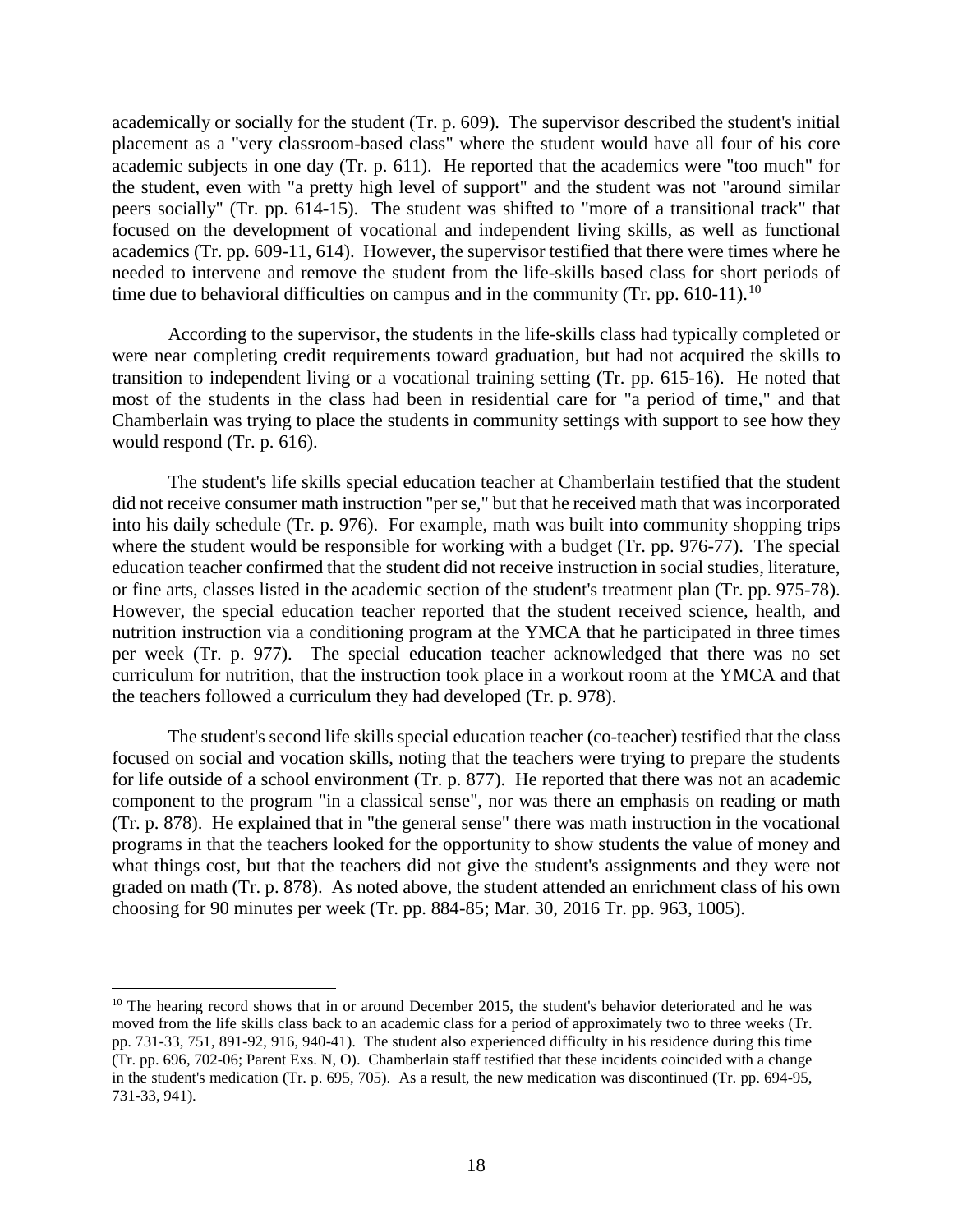academically or socially for the student (Tr. p. 609). The supervisor described the student's initial placement as a "very classroom-based class" where the student would have all four of his core academic subjects in one day (Tr. p. 611). He reported that the academics were "too much" for the student, even with "a pretty high level of support" and the student was not "around similar peers socially" (Tr. pp. 614-15). The student was shifted to "more of a transitional track" that focused on the development of vocational and independent living skills, as well as functional academics (Tr. pp. 609-11, 614). However, the supervisor testified that there were times where he needed to intervene and remove the student from the life-skills based class for short periods of time due to behavioral difficulties on campus and in the community (Tr. pp. 610-11).[10]

According to the supervisor, the students in the life-skills class had typically completed or were near completing credit requirements toward graduation, but had not acquired the skills to transition to independent living or a vocational training setting (Tr. pp. 615-16). He noted that most of the students in the class had been in residential care for "a period of time," and that Chamberlain was trying to place the students in community settings with support to see how they would respond (Tr. p. 616).

The student's life skills special education teacher at Chamberlain testified that the student did not receive consumer math instruction "per se," but that he received math that was incorporated into his daily schedule (Tr. p. 976). For example, math was built into community shopping trips where the student would be responsible for working with a budget (Tr. pp. 976-77). The special education teacher confirmed that the student did not receive instruction in social studies, literature, or fine arts, classes listed in the academic section of the student's treatment plan (Tr. pp. 975-78). However, the special education teacher reported that the student received science, health, and nutrition instruction via a conditioning program at the YMCA that he participated in three times per week (Tr. p. 977). The special education teacher acknowledged that there was no set curriculum for nutrition, that the instruction took place in a workout room at the YMCA and that the teachers followed a curriculum they had developed (Tr. p. 978).

The student's second life skills special education teacher (co-teacher) testified that the class focused on social and vocation skills, noting that the teachers were trying to prepare the students for life outside of a school environment (Tr. p. 877). He reported that there was not an academic component to the program "in a classical sense", nor was there an emphasis on reading or math (Tr. p. 878). He explained that in "the general sense" there was math instruction in the vocational programs in that the teachers looked for the opportunity to show students the value of money and what things cost, but that the teachers did not give the student's assignments and they were not graded on math (Tr. p. 878). As noted above, the student attended an enrichment class of his own choosing for 90 minutes per week (Tr. pp. 884-85; Mar. 30, 2016 Tr. pp. 963, 1005).

[10] The hearing record shows that in or around December 2015, the student's behavior deteriorated and he was moved from the life skills class back to an academic class for a period of approximately two to three weeks (Tr. pp. 731-33, 751, 891-92, 916, 940-41). The student also experienced difficulty in his residence during this time (Tr. pp. 696, 702-06; Parent Exs. N, O). Chamberlain staff testified that these incidents coincided with a change in the student's medication (Tr. p. 695, 705). As a result, the new medication was discontinued (Tr. pp. 694-95, 731-33, 941).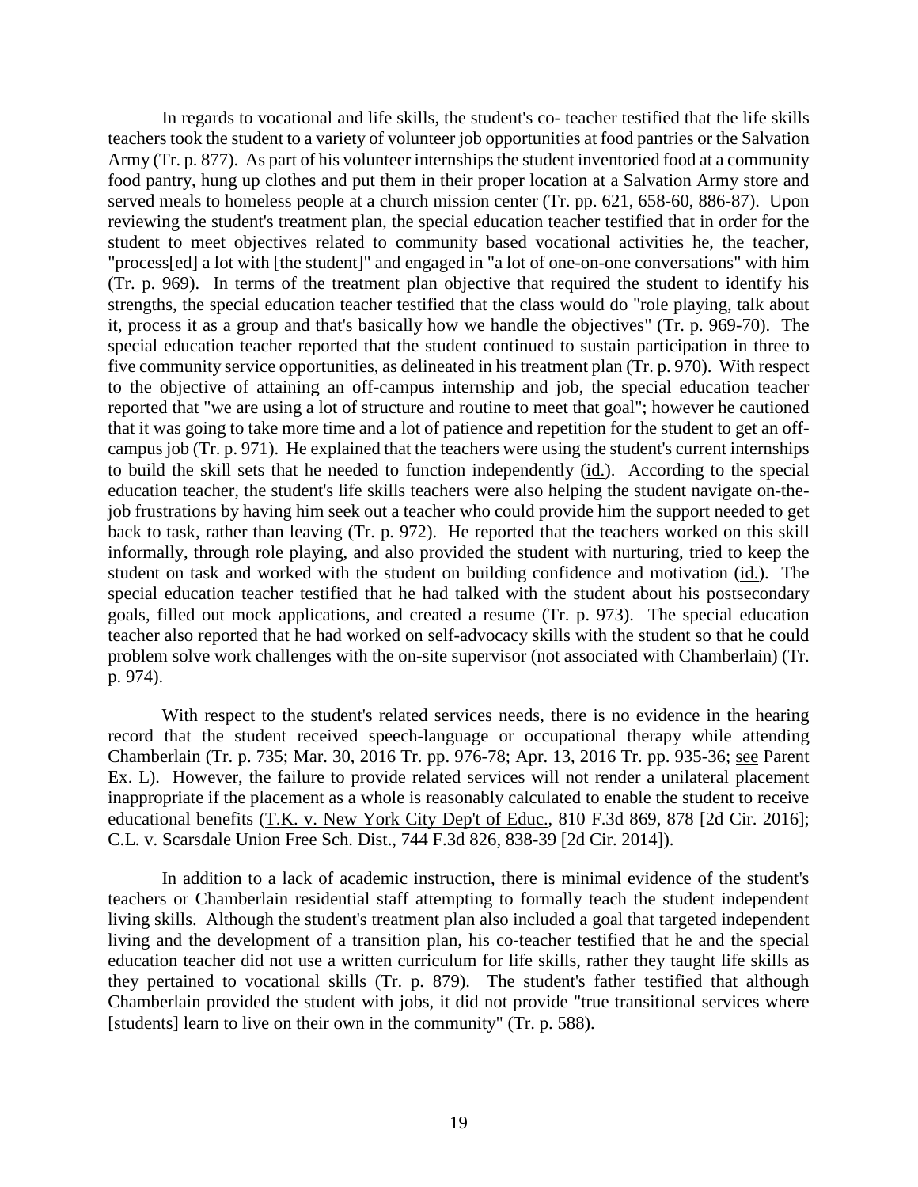In regards to vocational and life skills, the student's co- teacher testified that the life skills teachers took the student to a variety of volunteer job opportunities at food pantries or the Salvation Army (Tr. p. 877). As part of his volunteer internships the student inventoried food at a community food pantry, hung up clothes and put them in their proper location at a Salvation Army store and served meals to homeless people at a church mission center (Tr. pp. 621, 658-60, 886-87). Upon reviewing the student's treatment plan, the special education teacher testified that in order for the student to meet objectives related to community based vocational activities he, the teacher, "process[ed] a lot with [the student]" and engaged in "a lot of one-on-one conversations" with him (Tr. p. 969). In terms of the treatment plan objective that required the student to identify his strengths, the special education teacher testified that the class would do "role playing, talk about it, process it as a group and that's basically how we handle the objectives" (Tr. p. 969-70). The special education teacher reported that the student continued to sustain participation in three to five community service opportunities, as delineated in his treatment plan (Tr. p. 970). With respect to the objective of attaining an off-campus internship and job, the special education teacher reported that "we are using a lot of structure and routine to meet that goal"; however he cautioned that it was going to take more time and a lot of patience and repetition for the student to get an off-campus job (Tr. p. 971). He explained that the teachers were using the student's current internships to build the skill sets that he needed to function independently (id.). According to the special education teacher, the student's life skills teachers were also helping the student navigate on-the-job frustrations by having him seek out a teacher who could provide him the support needed to get back to task, rather than leaving (Tr. p. 972). He reported that the teachers worked on this skill informally, through role playing, and also provided the student with nurturing, tried to keep the student on task and worked with the student on building confidence and motivation (id.). The special education teacher testified that he had talked with the student about his postsecondary goals, filled out mock applications, and created a resume (Tr. p. 973). The special education teacher also reported that he had worked on self-advocacy skills with the student so that he could problem solve work challenges with the on-site supervisor (not associated with Chamberlain) (Tr. p. 974).

With respect to the student's related services needs, there is no evidence in the hearing record that the student received speech-language or occupational therapy while attending Chamberlain (Tr. p. 735; Mar. 30, 2016 Tr. pp. 976-78; Apr. 13, 2016 Tr. pp. 935-36; see Parent Ex. L). However, the failure to provide related services will not render a unilateral placement inappropriate if the placement as a whole is reasonably calculated to enable the student to receive educational benefits (T.K. v. New York City Dep't of Educ., 810 F.3d 869, 878 [2d Cir. 2016]; C.L. v. Scarsdale Union Free Sch. Dist., 744 F.3d 826, 838-39 [2d Cir. 2014]).

In addition to a lack of academic instruction, there is minimal evidence of the student's teachers or Chamberlain residential staff attempting to formally teach the student independent living skills. Although the student's treatment plan also included a goal that targeted independent living and the development of a transition plan, his co-teacher testified that he and the special education teacher did not use a written curriculum for life skills, rather they taught life skills as they pertained to vocational skills (Tr. p. 879). The student's father testified that although Chamberlain provided the student with jobs, it did not provide "true transitional services where [students] learn to live on their own in the community" (Tr. p. 588).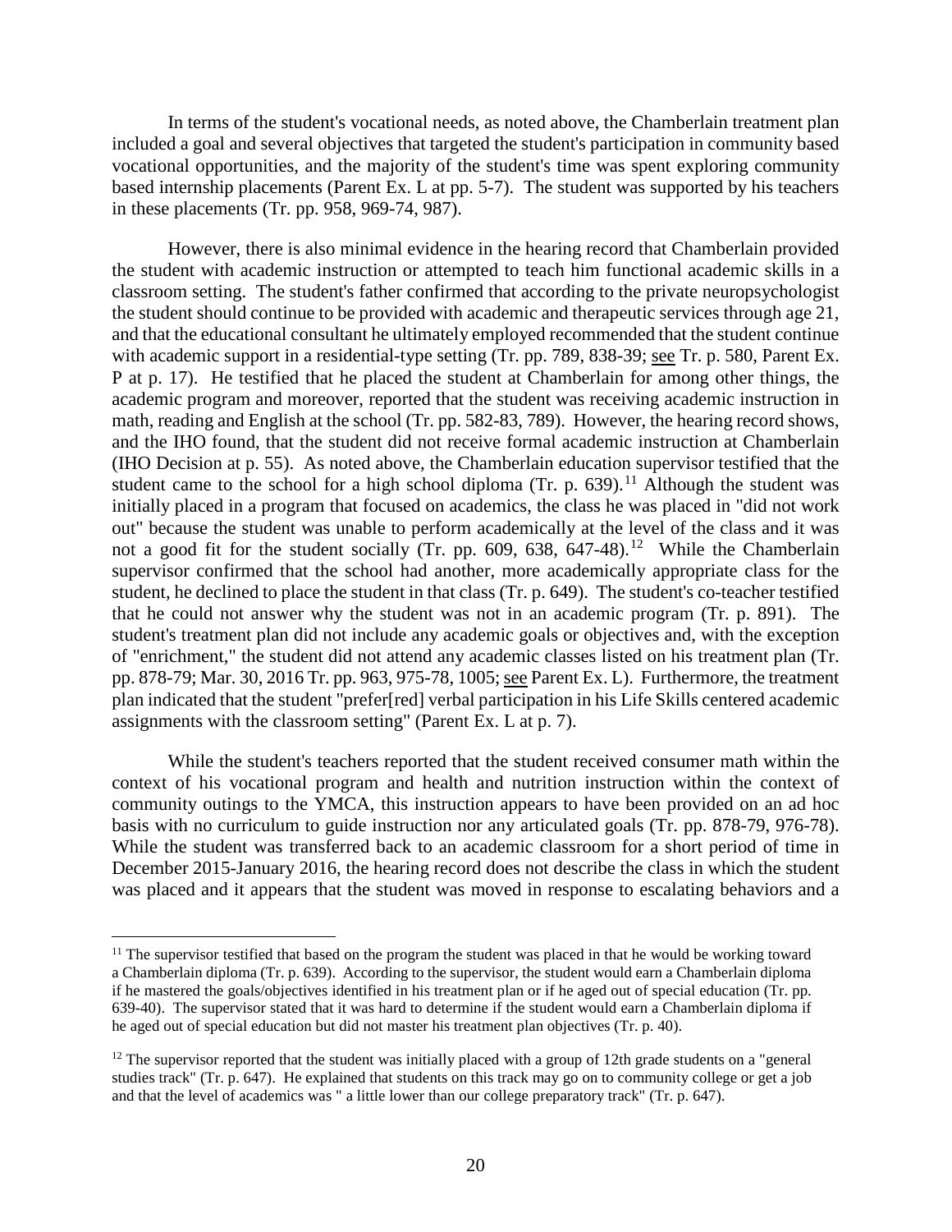In terms of the student's vocational needs, as noted above, the Chamberlain treatment plan included a goal and several objectives that targeted the student's participation in community based vocational opportunities, and the majority of the student's time was spent exploring community based internship placements (Parent Ex. L at pp. 5-7). The student was supported by his teachers in these placements (Tr. pp. 958, 969-74, 987).

However, there is also minimal evidence in the hearing record that Chamberlain provided the student with academic instruction or attempted to teach him functional academic skills in a classroom setting. The student's father confirmed that according to the private neuropsychologist the student should continue to be provided with academic and therapeutic services through age 21, and that the educational consultant he ultimately employed recommended that the student continue with academic support in a residential-type setting (Tr. pp. 789, 838-39; see Tr. p. 580, Parent Ex. P at p. 17). He testified that he placed the student at Chamberlain for among other things, the academic program and moreover, reported that the student was receiving academic instruction in math, reading and English at the school (Tr. pp. 582-83, 789). However, the hearing record shows, and the IHO found, that the student did not receive formal academic instruction at Chamberlain (IHO Decision at p. 55). As noted above, the Chamberlain education supervisor testified that the student came to the school for a high school diploma (Tr. p. 639).[11] Although the student was initially placed in a program that focused on academics, the class he was placed in "did not work out" because the student was unable to perform academically at the level of the class and it was not a good fit for the student socially (Tr. pp. 609, 638, 647-48).[12] While the Chamberlain supervisor confirmed that the school had another, more academically appropriate class for the student, he declined to place the student in that class (Tr. p. 649). The student's co-teacher testified that he could not answer why the student was not in an academic program (Tr. p. 891). The student's treatment plan did not include any academic goals or objectives and, with the exception of "enrichment," the student did not attend any academic classes listed on his treatment plan (Tr. pp. 878-79; Mar. 30, 2016 Tr. pp. 963, 975-78, 1005; see Parent Ex. L). Furthermore, the treatment plan indicated that the student "prefer[red] verbal participation in his Life Skills centered academic assignments with the classroom setting" (Parent Ex. L at p. 7).

While the student's teachers reported that the student received consumer math within the context of his vocational program and health and nutrition instruction within the context of community outings to the YMCA, this instruction appears to have been provided on an ad hoc basis with no curriculum to guide instruction nor any articulated goals (Tr. pp. 878-79, 976-78). While the student was transferred back to an academic classroom for a short period of time in December 2015-January 2016, the hearing record does not describe the class in which the student was placed and it appears that the student was moved in response to escalating behaviors and a

[11] The supervisor testified that based on the program the student was placed in that he would be working toward a Chamberlain diploma (Tr. p. 639). According to the supervisor, the student would earn a Chamberlain diploma if he mastered the goals/objectives identified in his treatment plan or if he aged out of special education (Tr. pp. 639-40). The supervisor stated that it was hard to determine if the student would earn a Chamberlain diploma if he aged out of special education but did not master his treatment plan objectives (Tr. p. 40).

[12] The supervisor reported that the student was initially placed with a group of 12th grade students on a "general studies track" (Tr. p. 647). He explained that students on this track may go on to community college or get a job and that the level of academics was " a little lower than our college preparatory track" (Tr. p. 647).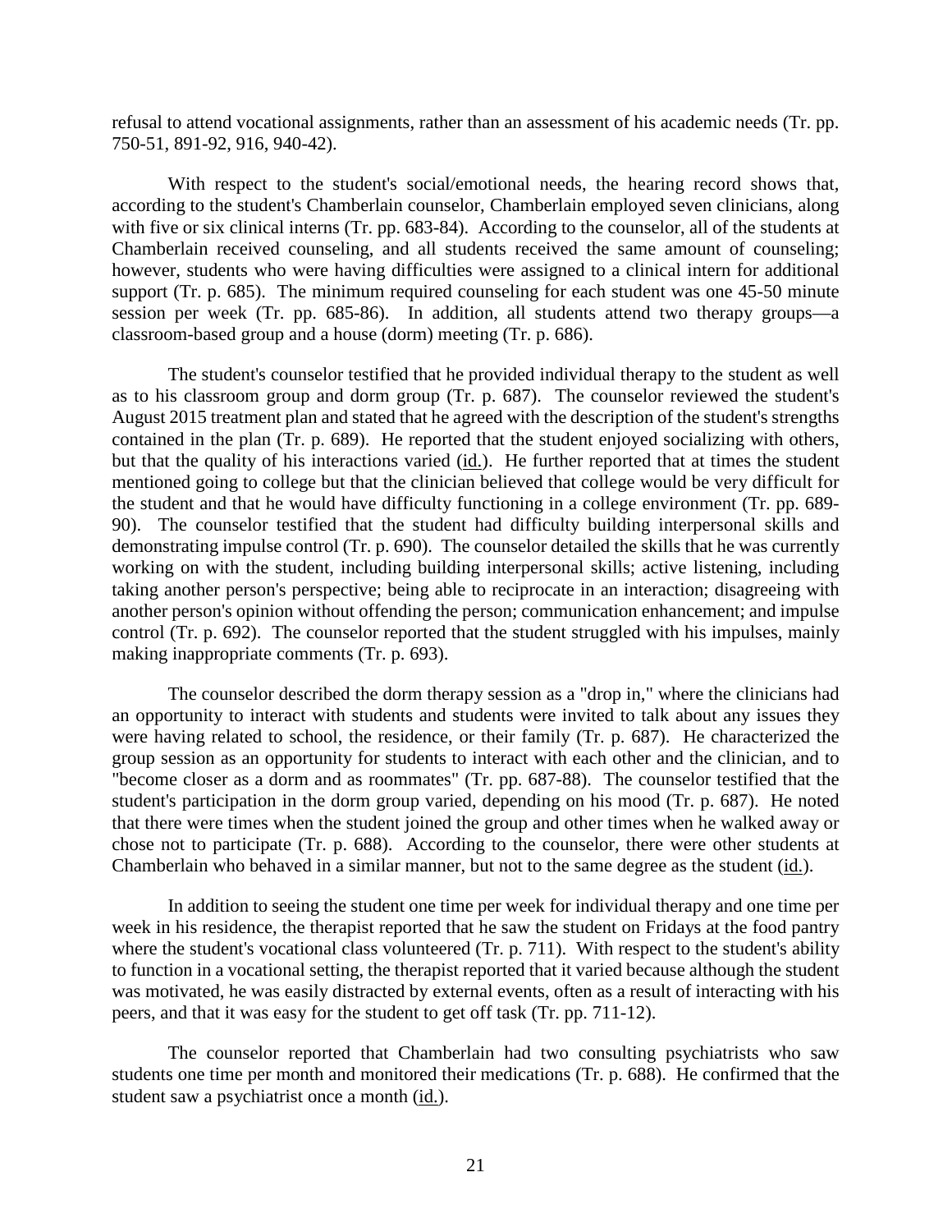refusal to attend vocational assignments, rather than an assessment of his academic needs (Tr. pp. 750-51, 891-92, 916, 940-42).

With respect to the student's social/emotional needs, the hearing record shows that, according to the student's Chamberlain counselor, Chamberlain employed seven clinicians, along with five or six clinical interns (Tr. pp. 683-84). According to the counselor, all of the students at Chamberlain received counseling, and all students received the same amount of counseling; however, students who were having difficulties were assigned to a clinical intern for additional support (Tr. p. 685). The minimum required counseling for each student was one 45-50 minute session per week (Tr. pp. 685-86). In addition, all students attend two therapy groups—a classroom-based group and a house (dorm) meeting (Tr. p. 686).

The student's counselor testified that he provided individual therapy to the student as well as to his classroom group and dorm group (Tr. p. 687). The counselor reviewed the student's August 2015 treatment plan and stated that he agreed with the description of the student's strengths contained in the plan (Tr. p. 689). He reported that the student enjoyed socializing with others, but that the quality of his interactions varied (id.). He further reported that at times the student mentioned going to college but that the clinician believed that college would be very difficult for the student and that he would have difficulty functioning in a college environment (Tr. pp. 689-90). The counselor testified that the student had difficulty building interpersonal skills and demonstrating impulse control (Tr. p. 690). The counselor detailed the skills that he was currently working on with the student, including building interpersonal skills; active listening, including taking another person's perspective; being able to reciprocate in an interaction; disagreeing with another person's opinion without offending the person; communication enhancement; and impulse control (Tr. p. 692). The counselor reported that the student struggled with his impulses, mainly making inappropriate comments (Tr. p. 693).

The counselor described the dorm therapy session as a "drop in," where the clinicians had an opportunity to interact with students and students were invited to talk about any issues they were having related to school, the residence, or their family (Tr. p. 687). He characterized the group session as an opportunity for students to interact with each other and the clinician, and to "become closer as a dorm and as roommates" (Tr. pp. 687-88). The counselor testified that the student's participation in the dorm group varied, depending on his mood (Tr. p. 687). He noted that there were times when the student joined the group and other times when he walked away or chose not to participate (Tr. p. 688). According to the counselor, there were other students at Chamberlain who behaved in a similar manner, but not to the same degree as the student (id.).

In addition to seeing the student one time per week for individual therapy and one time per week in his residence, the therapist reported that he saw the student on Fridays at the food pantry where the student's vocational class volunteered (Tr. p. 711). With respect to the student's ability to function in a vocational setting, the therapist reported that it varied because although the student was motivated, he was easily distracted by external events, often as a result of interacting with his peers, and that it was easy for the student to get off task (Tr. pp. 711-12).

The counselor reported that Chamberlain had two consulting psychiatrists who saw students one time per month and monitored their medications (Tr. p. 688). He confirmed that the student saw a psychiatrist once a month (id.).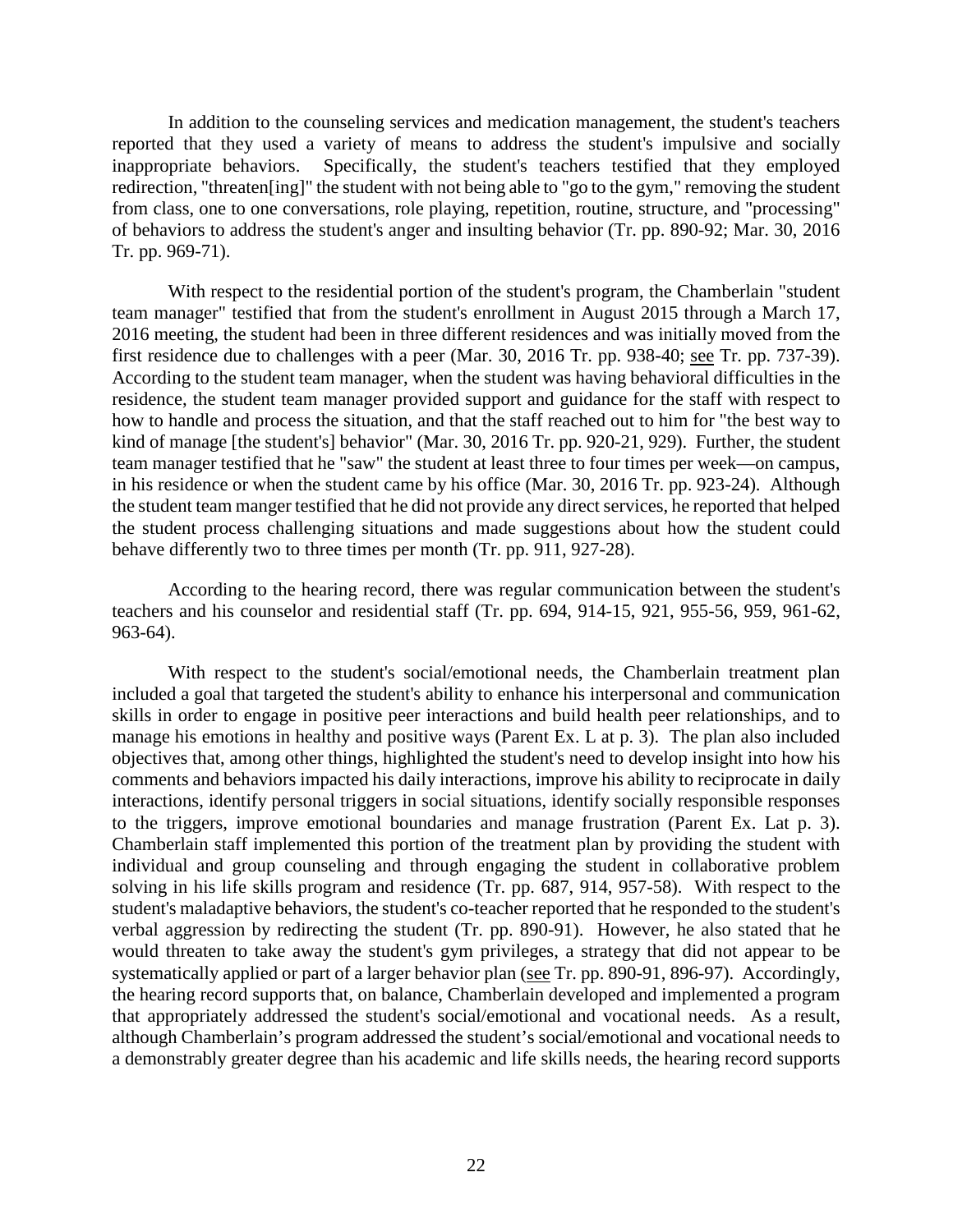In addition to the counseling services and medication management, the student's teachers reported that they used a variety of means to address the student's impulsive and socially inappropriate behaviors. Specifically, the student's teachers testified that they employed redirection, "threaten[ing]" the student with not being able to "go to the gym," removing the student from class, one to one conversations, role playing, repetition, routine, structure, and "processing" of behaviors to address the student's anger and insulting behavior (Tr. pp. 890-92; Mar. 30, 2016 Tr. pp. 969-71).

With respect to the residential portion of the student's program, the Chamberlain "student team manager" testified that from the student's enrollment in August 2015 through a March 17, 2016 meeting, the student had been in three different residences and was initially moved from the first residence due to challenges with a peer (Mar. 30, 2016 Tr. pp. 938-40; see Tr. pp. 737-39). According to the student team manager, when the student was having behavioral difficulties in the residence, the student team manager provided support and guidance for the staff with respect to how to handle and process the situation, and that the staff reached out to him for "the best way to kind of manage [the student's] behavior" (Mar. 30, 2016 Tr. pp. 920-21, 929). Further, the student team manager testified that he "saw" the student at least three to four times per week—on campus, in his residence or when the student came by his office (Mar. 30, 2016 Tr. pp. 923-24). Although the student team manger testified that he did not provide any direct services, he reported that helped the student process challenging situations and made suggestions about how the student could behave differently two to three times per month (Tr. pp. 911, 927-28).

According to the hearing record, there was regular communication between the student's teachers and his counselor and residential staff (Tr. pp. 694, 914-15, 921, 955-56, 959, 961-62, 963-64).

With respect to the student's social/emotional needs, the Chamberlain treatment plan included a goal that targeted the student's ability to enhance his interpersonal and communication skills in order to engage in positive peer interactions and build health peer relationships, and to manage his emotions in healthy and positive ways (Parent Ex. L at p. 3). The plan also included objectives that, among other things, highlighted the student's need to develop insight into how his comments and behaviors impacted his daily interactions, improve his ability to reciprocate in daily interactions, identify personal triggers in social situations, identify socially responsible responses to the triggers, improve emotional boundaries and manage frustration (Parent Ex. Lat p. 3). Chamberlain staff implemented this portion of the treatment plan by providing the student with individual and group counseling and through engaging the student in collaborative problem solving in his life skills program and residence (Tr. pp. 687, 914, 957-58). With respect to the student's maladaptive behaviors, the student's co-teacher reported that he responded to the student's verbal aggression by redirecting the student (Tr. pp. 890-91). However, he also stated that he would threaten to take away the student's gym privileges, a strategy that did not appear to be systematically applied or part of a larger behavior plan (see Tr. pp. 890-91, 896-97). Accordingly, the hearing record supports that, on balance, Chamberlain developed and implemented a program that appropriately addressed the student's social/emotional and vocational needs. As a result, although Chamberlain's program addressed the student's social/emotional and vocational needs to a demonstrably greater degree than his academic and life skills needs, the hearing record supports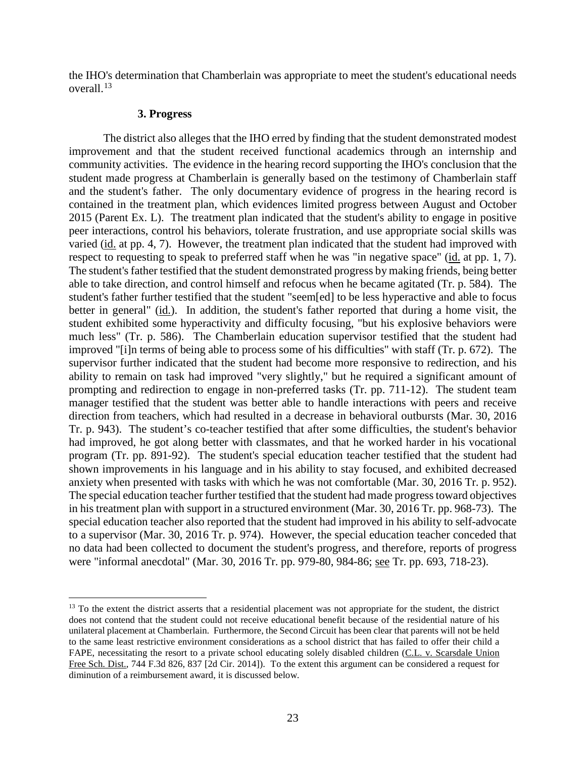the IHO's determination that Chamberlain was appropriate to meet the student's educational needs overall.[13]

### 3. Progress

The district also alleges that the IHO erred by finding that the student demonstrated modest improvement and that the student received functional academics through an internship and community activities. The evidence in the hearing record supporting the IHO's conclusion that the student made progress at Chamberlain is generally based on the testimony of Chamberlain staff and the student's father. The only documentary evidence of progress in the hearing record is contained in the treatment plan, which evidences limited progress between August and October 2015 (Parent Ex. L). The treatment plan indicated that the student's ability to engage in positive peer interactions, control his behaviors, tolerate frustration, and use appropriate social skills was varied (id. at pp. 4, 7). However, the treatment plan indicated that the student had improved with respect to requesting to speak to preferred staff when he was "in negative space" (id. at pp. 1, 7). The student's father testified that the student demonstrated progress by making friends, being better able to take direction, and control himself and refocus when he became agitated (Tr. p. 584). The student's father further testified that the student "seem[ed] to be less hyperactive and able to focus better in general" (id.). In addition, the student's father reported that during a home visit, the student exhibited some hyperactivity and difficulty focusing, "but his explosive behaviors were much less" (Tr. p. 586). The Chamberlain education supervisor testified that the student had improved "[i]n terms of being able to process some of his difficulties" with staff (Tr. p. 672). The supervisor further indicated that the student had become more responsive to redirection, and his ability to remain on task had improved "very slightly," but he required a significant amount of prompting and redirection to engage in non-preferred tasks (Tr. pp. 711-12). The student team manager testified that the student was better able to handle interactions with peers and receive direction from teachers, which had resulted in a decrease in behavioral outbursts (Mar. 30, 2016 Tr. p. 943). The student's co-teacher testified that after some difficulties, the student's behavior had improved, he got along better with classmates, and that he worked harder in his vocational program (Tr. pp. 891-92). The student's special education teacher testified that the student had shown improvements in his language and in his ability to stay focused, and exhibited decreased anxiety when presented with tasks with which he was not comfortable (Mar. 30, 2016 Tr. p. 952). The special education teacher further testified that the student had made progress toward objectives in his treatment plan with support in a structured environment (Mar. 30, 2016 Tr. pp. 968-73). The special education teacher also reported that the student had improved in his ability to self-advocate to a supervisor (Mar. 30, 2016 Tr. p. 974). However, the special education teacher conceded that no data had been collected to document the student's progress, and therefore, reports of progress were "informal anecdotal" (Mar. 30, 2016 Tr. pp. 979-80, 984-86; see Tr. pp. 693, 718-23).

---

[13] To the extent the district asserts that a residential placement was not appropriate for the student, the district does not contend that the student could not receive educational benefit because of the residential nature of his unilateral placement at Chamberlain. Furthermore, the Second Circuit has been clear that parents will not be held to the same least restrictive environment considerations as a school district that has failed to offer their child a FAPE, necessitating the resort to a private school educating solely disabled children (C.L. v. Scarsdale Union Free Sch. Dist., 744 F.3d 826, 837 [2d Cir. 2014]). To the extent this argument can be considered a request for diminution of a reimbursement award, it is discussed below.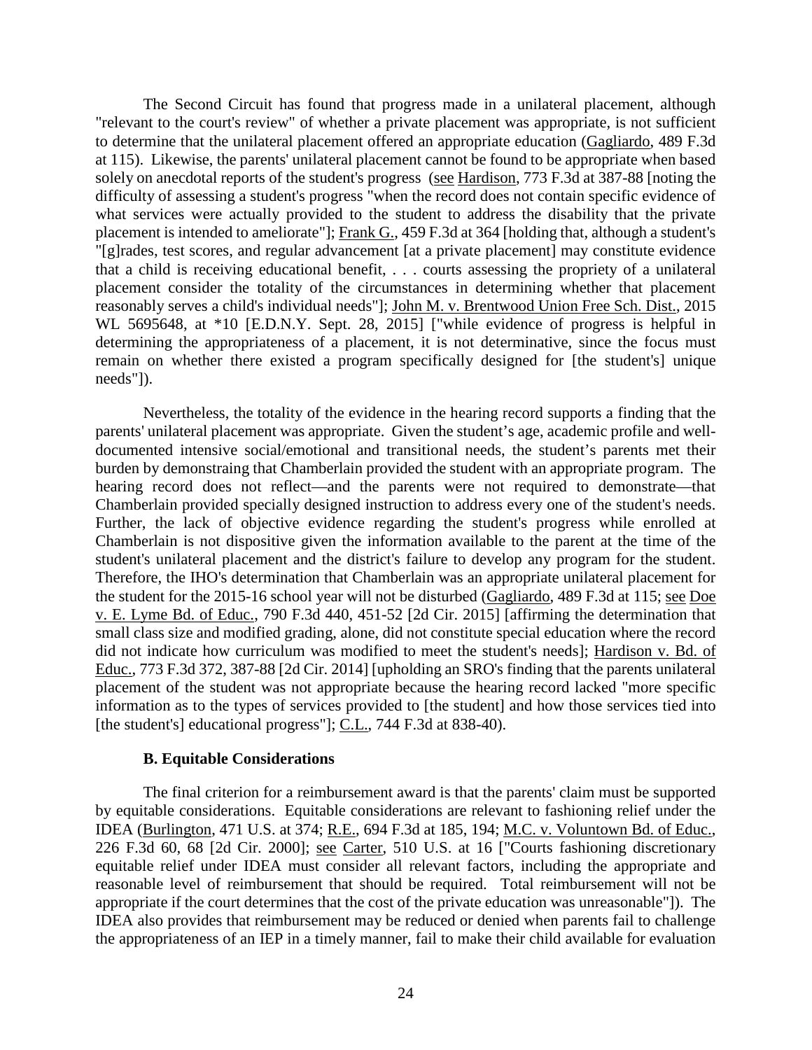The Second Circuit has found that progress made in a unilateral placement, although "relevant to the court's review" of whether a private placement was appropriate, is not sufficient to determine that the unilateral placement offered an appropriate education (Gagliardo, 489 F.3d at 115). Likewise, the parents' unilateral placement cannot be found to be appropriate when based solely on anecdotal reports of the student's progress (see Hardison, 773 F.3d at 387-88 [noting the difficulty of assessing a student's progress "when the record does not contain specific evidence of what services were actually provided to the student to address the disability that the private placement is intended to ameliorate"]; Frank G., 459 F.3d at 364 [holding that, although a student's "[g]rades, test scores, and regular advancement [at a private placement] may constitute evidence that a child is receiving educational benefit, . . . courts assessing the propriety of a unilateral placement consider the totality of the circumstances in determining whether that placement reasonably serves a child's individual needs"]; John M. v. Brentwood Union Free Sch. Dist., 2015 WL 5695648, at *10 [E.D.N.Y. Sept. 28, 2015] ["while evidence of progress is helpful in determining the appropriateness of a placement, it is not determinative, since the focus must remain on whether there existed a program specifically designed for [the student's] unique needs"]).

Nevertheless, the totality of the evidence in the hearing record supports a finding that the parents' unilateral placement was appropriate. Given the student's age, academic profile and well-documented intensive social/emotional and transitional needs, the student's parents met their burden by demonstraing that Chamberlain provided the student with an appropriate program. The hearing record does not reflect—and the parents were not required to demonstrate—that Chamberlain provided specially designed instruction to address every one of the student's needs. Further, the lack of objective evidence regarding the student's progress while enrolled at Chamberlain is not dispositive given the information available to the parent at the time of the student's unilateral placement and the district's failure to develop any program for the student. Therefore, the IHO's determination that Chamberlain was an appropriate unilateral placement for the student for the 2015-16 school year will not be disturbed (Gagliardo, 489 F.3d at 115; see Doe v. E. Lyme Bd. of Educ., 790 F.3d 440, 451-52 [2d Cir. 2015] [affirming the determination that small class size and modified grading, alone, did not constitute special education where the record did not indicate how curriculum was modified to meet the student's needs]; Hardison v. Bd. of Educ., 773 F.3d 372, 387-88 [2d Cir. 2014] [upholding an SRO's finding that the parents unilateral placement of the student was not appropriate because the hearing record lacked "more specific information as to the types of services provided to [the student] and how those services tied into [the student's] educational progress"]; C.L., 744 F.3d at 838-40).

### B. Equitable Considerations

The final criterion for a reimbursement award is that the parents' claim must be supported by equitable considerations. Equitable considerations are relevant to fashioning relief under the IDEA (Burlington, 471 U.S. at 374; R.E., 694 F.3d at 185, 194; M.C. v. Voluntown Bd. of Educ., 226 F.3d 60, 68 [2d Cir. 2000]; see Carter, 510 U.S. at 16 ["Courts fashioning discretionary equitable relief under IDEA must consider all relevant factors, including the appropriate and reasonable level of reimbursement that should be required. Total reimbursement will not be appropriate if the court determines that the cost of the private education was unreasonable"]). The IDEA also provides that reimbursement may be reduced or denied when parents fail to challenge the appropriateness of an IEP in a timely manner, fail to make their child available for evaluation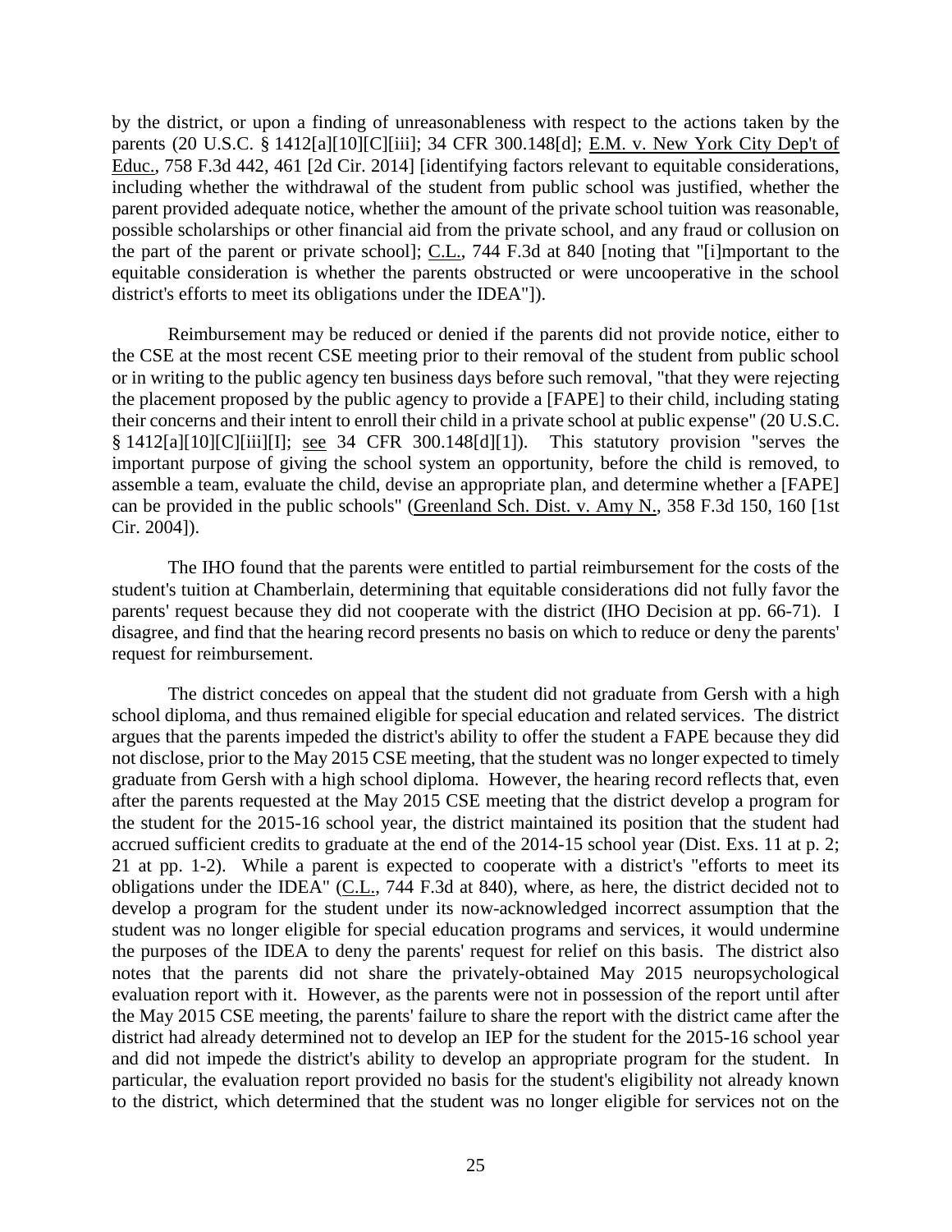by the district, or upon a finding of unreasonableness with respect to the actions taken by the parents (20 U.S.C. § 1412[a][10][C][iii]; 34 CFR 300.148[d]; E.M. v. New York City Dep't of Educ., 758 F.3d 442, 461 [2d Cir. 2014] [identifying factors relevant to equitable considerations, including whether the withdrawal of the student from public school was justified, whether the parent provided adequate notice, whether the amount of the private school tuition was reasonable, possible scholarships or other financial aid from the private school, and any fraud or collusion on the part of the parent or private school]; C.L., 744 F.3d at 840 [noting that "[i]mportant to the equitable consideration is whether the parents obstructed or were uncooperative in the school district's efforts to meet its obligations under the IDEA"]).

Reimbursement may be reduced or denied if the parents did not provide notice, either to the CSE at the most recent CSE meeting prior to their removal of the student from public school or in writing to the public agency ten business days before such removal, "that they were rejecting the placement proposed by the public agency to provide a [FAPE] to their child, including stating their concerns and their intent to enroll their child in a private school at public expense" (20 U.S.C. § 1412[a][10][C][iii][I]; see 34 CFR 300.148[d][1]). This statutory provision "serves the important purpose of giving the school system an opportunity, before the child is removed, to assemble a team, evaluate the child, devise an appropriate plan, and determine whether a [FAPE] can be provided in the public schools" (Greenland Sch. Dist. v. Amy N., 358 F.3d 150, 160 [1st Cir. 2004]).

The IHO found that the parents were entitled to partial reimbursement for the costs of the student's tuition at Chamberlain, determining that equitable considerations did not fully favor the parents' request because they did not cooperate with the district (IHO Decision at pp. 66-71). I disagree, and find that the hearing record presents no basis on which to reduce or deny the parents' request for reimbursement.

The district concedes on appeal that the student did not graduate from Gersh with a high school diploma, and thus remained eligible for special education and related services. The district argues that the parents impeded the district's ability to offer the student a FAPE because they did not disclose, prior to the May 2015 CSE meeting, that the student was no longer expected to timely graduate from Gersh with a high school diploma. However, the hearing record reflects that, even after the parents requested at the May 2015 CSE meeting that the district develop a program for the student for the 2015-16 school year, the district maintained its position that the student had accrued sufficient credits to graduate at the end of the 2014-15 school year (Dist. Exs. 11 at p. 2; 21 at pp. 1-2). While a parent is expected to cooperate with a district's "efforts to meet its obligations under the IDEA" (C.L., 744 F.3d at 840), where, as here, the district decided not to develop a program for the student under its now-acknowledged incorrect assumption that the student was no longer eligible for special education programs and services, it would undermine the purposes of the IDEA to deny the parents' request for relief on this basis. The district also notes that the parents did not share the privately-obtained May 2015 neuropsychological evaluation report with it. However, as the parents were not in possession of the report until after the May 2015 CSE meeting, the parents' failure to share the report with the district came after the district had already determined not to develop an IEP for the student for the 2015-16 school year and did not impede the district's ability to develop an appropriate program for the student. In particular, the evaluation report provided no basis for the student's eligibility not already known to the district, which determined that the student was no longer eligible for services not on the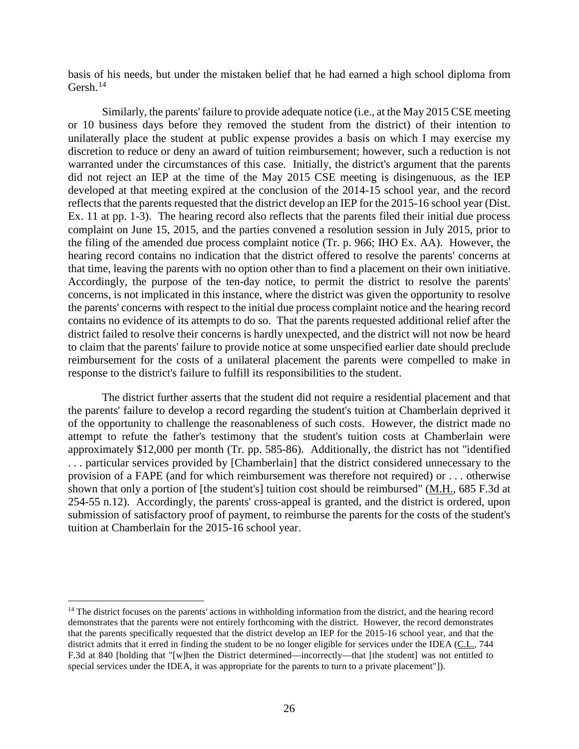basis of his needs, but under the mistaken belief that he had earned a high school diploma from Gersh.[14]

Similarly, the parents' failure to provide adequate notice (i.e., at the May 2015 CSE meeting or 10 business days before they removed the student from the district) of their intention to unilaterally place the student at public expense provides a basis on which I may exercise my discretion to reduce or deny an award of tuition reimbursement; however, such a reduction is not warranted under the circumstances of this case. Initially, the district's argument that the parents did not reject an IEP at the time of the May 2015 CSE meeting is disingenuous, as the IEP developed at that meeting expired at the conclusion of the 2014-15 school year, and the record reflects that the parents requested that the district develop an IEP for the 2015-16 school year (Dist. Ex. 11 at pp. 1-3). The hearing record also reflects that the parents filed their initial due process complaint on June 15, 2015, and the parties convened a resolution session in July 2015, prior to the filing of the amended due process complaint notice (Tr. p. 966; IHO Ex. AA). However, the hearing record contains no indication that the district offered to resolve the parents' concerns at that time, leaving the parents with no option other than to find a placement on their own initiative. Accordingly, the purpose of the ten-day notice, to permit the district to resolve the parents' concerns, is not implicated in this instance, where the district was given the opportunity to resolve the parents' concerns with respect to the initial due process complaint notice and the hearing record contains no evidence of its attempts to do so. That the parents requested additional relief after the district failed to resolve their concerns is hardly unexpected, and the district will not now be heard to claim that the parents' failure to provide notice at some unspecified earlier date should preclude reimbursement for the costs of a unilateral placement the parents were compelled to make in response to the district's failure to fulfill its responsibilities to the student.

The district further asserts that the student did not require a residential placement and that the parents' failure to develop a record regarding the student's tuition at Chamberlain deprived it of the opportunity to challenge the reasonableness of such costs. However, the district made no attempt to refute the father's testimony that the student's tuition costs at Chamberlain were approximately $12,000 per month (Tr. pp. 585-86). Additionally, the district has not "identified . . . particular services provided by [Chamberlain] that the district considered unnecessary to the provision of a FAPE (and for which reimbursement was therefore not required) or . . . otherwise shown that only a portion of [the student's] tuition cost should be reimbursed" (M.H., 685 F.3d at 254-55 n.12). Accordingly, the parents' cross-appeal is granted, and the district is ordered, upon submission of satisfactory proof of payment, to reimburse the parents for the costs of the student's tuition at Chamberlain for the 2015-16 school year.

---

[14] The district focuses on the parents' actions in withholding information from the district, and the hearing record demonstrates that the parents were not entirely forthcoming with the district. However, the record demonstrates that the parents specifically requested that the district develop an IEP for the 2015-16 school year, and that the district admits that it erred in finding the student to be no longer eligible for services under the IDEA (C.L., 744 F.3d at 840 [holding that "[w]hen the District determined—incorrectly—that [the student] was not entitled to special services under the IDEA, it was appropriate for the parents to turn to a private placement"]).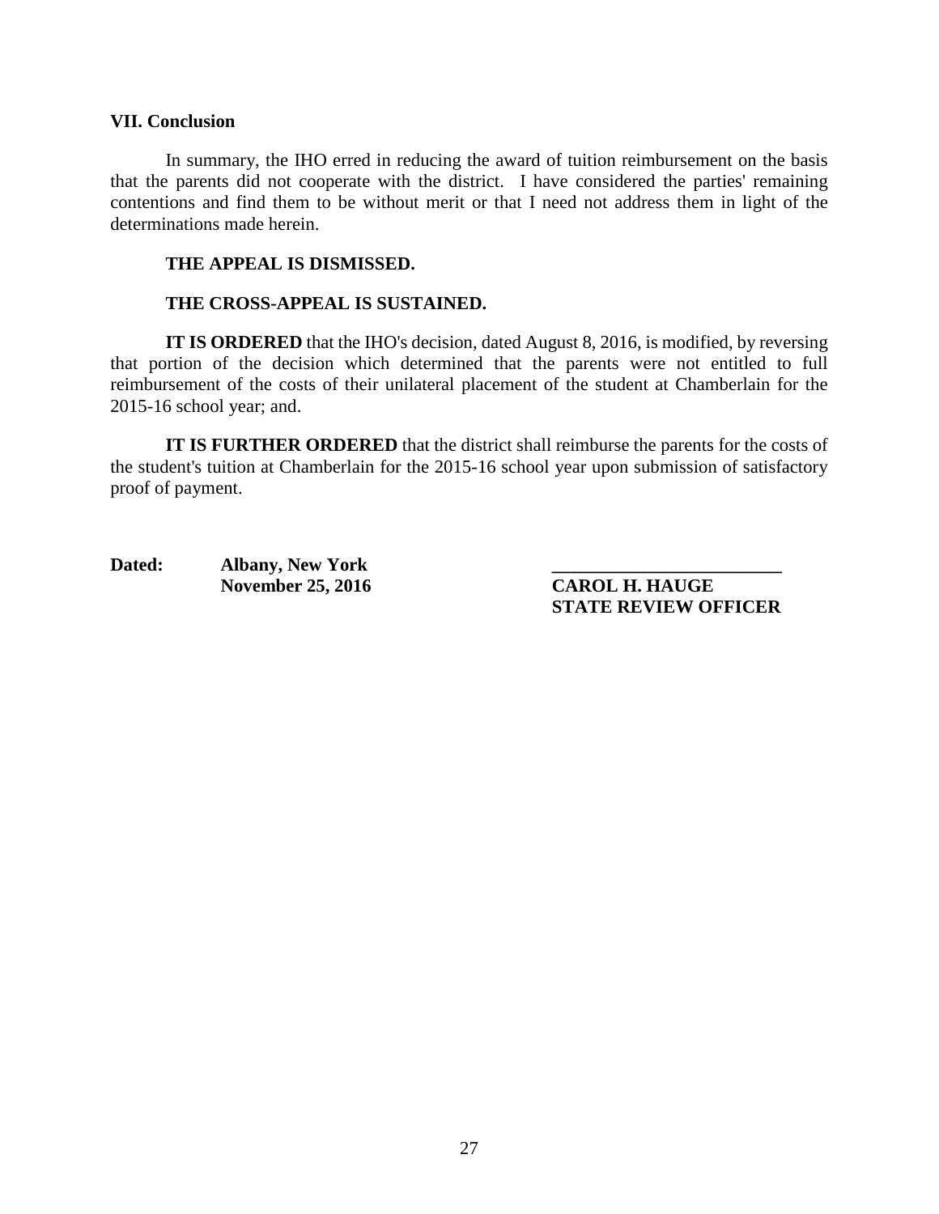### VII. Conclusion

In summary, the IHO erred in reducing the award of tuition reimbursement on the basis that the parents did not cooperate with the district. I have considered the parties' remaining contentions and find them to be without merit or that I need not address them in light of the determinations made herein.

**THE APPEAL IS DISMISSED.**

**THE CROSS-APPEAL IS SUSTAINED.**

**IT IS ORDERED** that the IHO's decision, dated August 8, 2016, is modified, by reversing that portion of the decision which determined that the parents were not entitled to full reimbursement of the costs of their unilateral placement of the student at Chamberlain for the 2015-16 school year; and.

**IT IS FURTHER ORDERED** that the district shall reimburse the parents for the costs of the student's tuition at Chamberlain for the 2015-16 school year upon submission of satisfactory proof of payment.

**Dated:** **Albany, New York**
**November 25, 2016**

_________________________
**CAROL H. HAUGE**
**STATE REVIEW OFFICER**